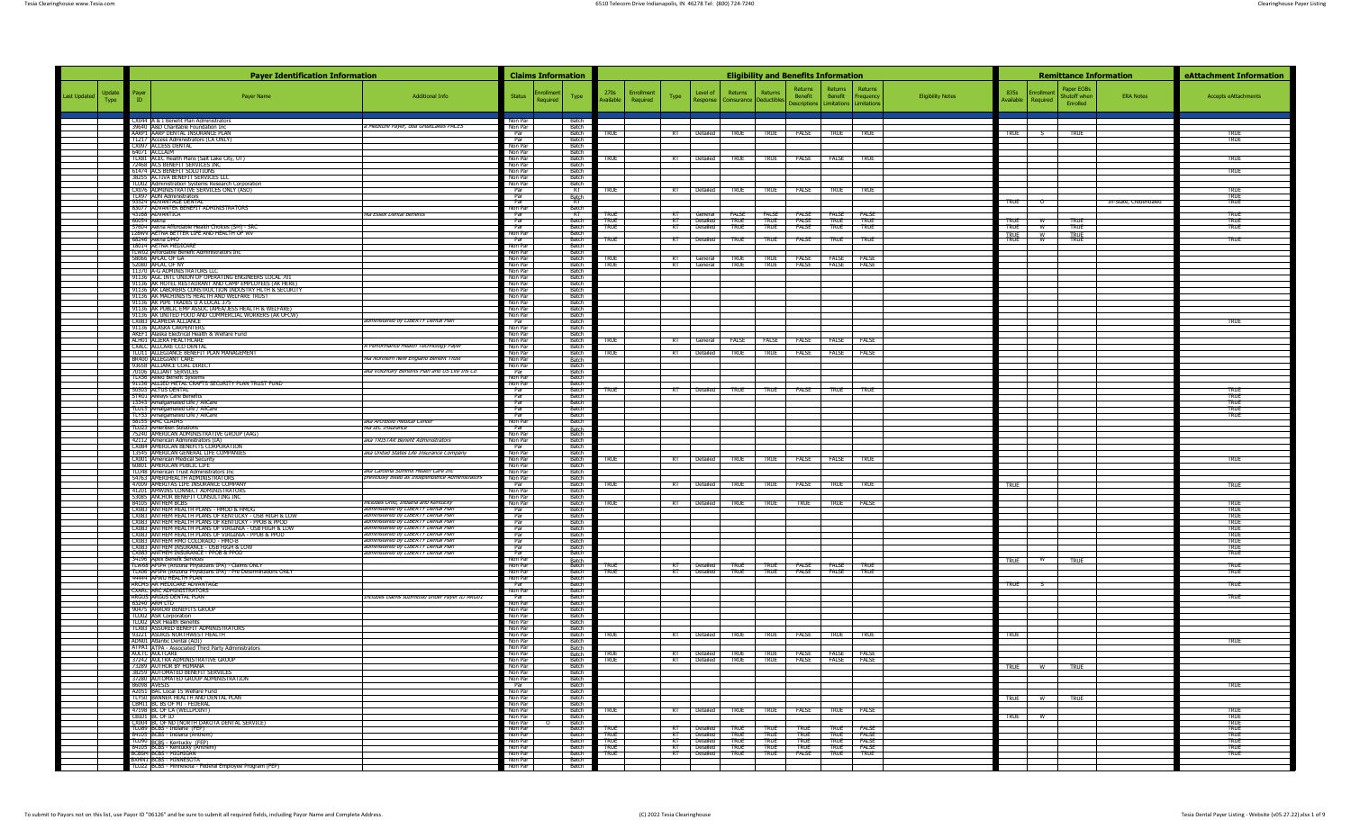| | | Payer Identification Information | | | Claims Information | | | Eligibility and Benefits Information | | | | | | | | | | | Remittance Information | | | | | eAttachment Information |
|---|---|---|---|---|---|---|---|---|---|---|---|---|---|---|---|---|---|---|---|---|---|---|---|---|
| Last Updated | Update Type | Payer ID | Payer Name | Additional Info | Status | Enrollment Required | Type | 270s Available | Enrollment Required | Type | Level of Response | Returns Coinsurance | Returns Deductibles | Returns Benefit Descriptions | Returns Benefit Limitations | Returns Frequency Limitations | Eligibility Notes | 835s Available | Enrollment Required | Paper EOBs Shutoff when Enrolled | ERA Notes | Accepts eAttachments |
| | | CX044 | A & I Benefit Plan Administrators | | Non Par | | Batch | | | | | | | | | | | | | | | |
| | | 39640 | A&D Charitable Foundation Inc | a Wellcare Payer, use Cigna/Zakes PACES | Non Par | | Batch | | | | | | | | | | | | | | | |
| | | AARP1 | AARP DENTAL INSURANCE PLAN | | Par | | Batch | TRUE | | RT | Detailed | TRUE | TRUE | FALSE | TRUE | TRUE | | TRUE | S | TRUE | | TRUE |
| | | TLZ17 | Access Administrators (CA ONLY) | | Par | | Batch | | | | | | | | | | | | | | | TRUE |
| | | CX097 | ACCESS DENTAL | | Non Par | | Batch | | | | | | | | | | | | | | | |
| | | 64071 | ACCLAIM | | Non Par | | Batch | | | | | | | | | | | | | | | |
| | | TLX81 | ACEC Health Plans (Salt Lake City, UT) | | Non Par | | Batch | TRUE | | RT | Detailed | TRUE | TRUE | FALSE | FALSE | TRUE | | | | | | TRUE |
| | | 72468 | ACS BENEFIT SERVICES INC | | Non Par | | Batch | | | | | | | | | | | | | | | |
| | | 61474 | ACS BENEFIT SOLUTIONS | | Non Par | | Batch | | | | | | | | | | | | | | | TRUE |
| | | 38255 | ACTIVA BENEFIT SERVICES LLC | | Non Par | | Batch | | | | | | | | | | | | | | | |
| | | TLD02 | Administration Systems Research Corporation | | Non Par | | Batch | | | | | | | | | | | | | | | |
| | | CX076 | ADMINISTRATIVE SERVICES ONLY (ASO) | | Par | | RT | TRUE | | RT | Detailed | TRUE | TRUE | FALSE | TRUE | TRUE | | | | | | TRUE |
| | | TLX97 | ADN Administrators | | Par | | Batch | | | | | | | | | | | | | | | TRUE |
| | | 52133 | ADVANTAGE DENTAL | | Par | | RT | | | | | | | | | | | TRUE | O | | In-State, Credentialed | TRUE |
| | | 83077 | ADVANTEK BENEFIT ADMINISTRATORS | | Non Par | | Batch | | | | | | | | | | | | | | | |
| | | 43168 | ADVANTICA | fka Esse Dental Benefits | Par | | RT | TRUE | | RT | General | FALSE | FALSE | FALSE | FALSE | FALSE | | | | | | TRUE |
| | | 60054 | Aetna | | Par | | Batch | TRUE | | RT | Detailed | TRUE | TRUE | FALSE | TRUE | TRUE | | TRUE | W | TRUE | | TRUE |
| | | 57604 | Aetna Affordable Health Choices (SM) - SRC | | Par | | Batch | TRUE | | RT | Detailed | TRUE | TRUE | FALSE | TRUE | TRUE | | TRUE | W | TRUE | | TRUE |
| | | 128WV | AETNA BETTER LIFE AND HEALTH OF WV | | Non Par | | Batch | | | | | | | | | | | TRUE | W | TRUE | | |
| | | 68246 | Aetna DMO | | Par | | Batch | TRUE | | RT | Detailed | TRUE | TRUE | FALSE | TRUE | TRUE | | TRUE | W | TRUE | | TRUE |
| | | 18014 | AETNA MEDICARE | | Non Par | | Batch | | | | | | | | | | | | | | | |
| | | TLW02 | Affordable Benefit Administrators Inc | | Non Par | | Batch | | | | | | | | | | | | | | | |
| | | 58066 | AFLAC OF GA | | Non Par | | Batch | TRUE | | RT | General | TRUE | TRUE | FALSE | FALSE | FALSE | | | | | | |
| | | 52080 | AFLAC OF NY | | Non Par | | Batch | TRUE | | RT | General | TRUE | TRUE | FALSE | FALSE | FALSE | | | | | | |
| | | 11170 | A-G ADMINISTRATORS LLC | | Non Par | | Batch | | | | | | | | | | | | | | | |
| | | 91136 | AGC INTL UNION OF OPERATING ENGINEERS LOCAL 701 | | Non Par | | Batch | | | | | | | | | | | | | | | |
| | | 91136 | AK HOTEL RESTAURANT AND CAMP EMPLOYEES (AK HERE) | | Non Par | | Batch | | | | | | | | | | | | | | | |
| | | 91136 | AK LABORERS CONSTRUCTION INDUSTRY HLTH & SECURITY | | Non Par | | Batch | | | | | | | | | | | | | | | |
| | | 91136 | AK MACHINISTS HEALTH AND WELFARE TRUST | | Non Par | | Batch | | | | | | | | | | | | | | | |
| | | 91136 | AK PIPE TRADES U A LOCAL 375 | | Non Par | | Batch | | | | | | | | | | | | | | | |
| | | 91136 | AK PUBLIC EMP ASSOC (APEA/IESS HEALTH & WELFARE) | | Non Par | | Batch | | | | | | | | | | | | | | | |
| | | 91136 | AK UNITED FOOD AND COMMERCIAL WORKERS (AK UFCW) | | Non Par | | Batch | | | | | | | | | | | | | | | |
| | | CX083 | ALAMEDA ALLIANCE | administered by LIBERTY Dental Plan | Par | | Batch | | | | | | | | | | | | | | | TRUE |
| | | 91136 | ALASKA CARPENTERS | | Non Par | | Batch | | | | | | | | | | | | | | | |
| | | AKEF1 | Alaska Electrical Health & Welfare Fund | | Non Par | | Batch | | | | | | | | | | | | | | | |
| | | ALH01 | ALERA HEALTHCARE | | Non Par | | Batch | TRUE | | RT | General | FALSE | FALSE | FALSE | FALSE | FALSE | | | | | | |
| | | CXACC | ALLCARE CCO DENTAL | A Performance Health Technology Payer | Non Par | | Batch | | | | | | | | | | | | | | | |
| | | TLZ01 | ALLEGIANCE BENEFIT PLAN MANAGEMENT | | Non Par | | Batch | TRUE | | RT | Detailed | TRUE | TRUE | FALSE | FALSE | FALSE | | | | | | |
| | | BR400 | ALLEGIANT CARE | fka Northern New England Benefit Trust | Non Par | | Batch | | | | | | | | | | | | | | | |
| | | 50658 | ALLIANCE COAST DIRECT | | Non Par | | Batch | | | | | | | | | | | | | | | |
| | | 70106 | ALLIANT SERVICES | aka Voluntary Benefits Plan and US Life Ins Co | Par | | Batch | | | | | | | | | | | | | | | |
| | | CX456 | Allied Benefit Systems | | Non Par | | Batch | | | | | | | | | | | | | | | |
| | | 91136 | ALLIED METAL CRAFTS SECURITY PLAN TRUST FUND | | Non Par | | Batch | | | | | | | | | | | | | | | |
| | | 90605 | ALTUS DENTAL | | Par | | Batch | TRUE | | RT | Detailed | TRUE | TRUE | FALSE | TRUE | TRUE | | | | | | TRUE |
| | | STR01 | Always Care Benefits | | Par | | Batch | | | | | | | | | | | | | | | TRUE |
| | | 15945 | Amalgamated Life / AliCare | | Par | | Batch | | | | | | | | | | | | | | | TRUE |
| | | TLZ15 | Amalgamated Life / AliCare | | Par | | Batch | | | | | | | | | | | | | | | TRUE |
| | | TLY53 | Amalgamated Life / AliCare | | Par | | Batch | | | | | | | | | | | | | | | TRUE |
| | | 58155 | AMC CLAIMS | aka Archbold Medical Center | Non Par | | Batch | | | | | | | | | | | | | | | |
| | | TLZ03 | Ameriben Solutions | fka IEC Insurance | Par | | Batch | | | | | | | | | | | | | | | |
| | | 75240 | AMERICAN ADMINISTRATIVE GROUP (AAG) | | Non Par | | Batch | | | | | | | | | | | | | | | |
| | | 42112 | American Administrators (IA) | aka TRISTAR Benefit Administrators | Non Par | | Batch | | | | | | | | | | | | | | | |
| | | CX084 | AMERICAN BENEFITS CORPORATION | | Par | | Batch | | | | | | | | | | | | | | | |
| | | 13545 | AMERICAN GENERAL LIFE COMPANIES | aka United States Life Insurance Company | Non Par | | Batch | | | | | | | | | | | | | | | |
| | | CX001 | American Medical Security | | Non Par | | Batch | TRUE | | RT | Detailed | TRUE | TRUE | FALSE | FALSE | TRUE | | | | | | TRUE |
| | | 60801 | AMERICAN PUBLIC LIFE | | Non Par | | Batch | | | | | | | | | | | | | | | |
| | | TLD48 | American Trust Administrators Inc | aka Cathedral Summit Health Care Inc | Non Par | | Batch | | | | | | | | | | | | | | | |
| | | 54763 | AMERIHEALTH ADMINISTRATORS | previously listed as Independence Administrators | Non Par | | Batch | | | | | | | | | | | | | | | |
| | | 47009 | AMERITAS LIFE INSURANCE COMPANY | | Par | | Batch | TRUE | | RT | Detailed | TRUE | TRUE | FALSE | TRUE | TRUE | | TRUE | | | | TRUE |
| | | 95201 | AMKINS CONNECT ADMINISTRATORS | | Non Par | | Batch | | | | | | | | | | | | | | | |
| | | 52085 | ANCHOR BENEFIT CONSULTING INC | | Non Par | | Batch | | | | | | | | | | | | | | | |
| | | 84105 | ANTHEM BCBS | includes Ohio, Indiana and Kentucky | Non Par | | Batch | TRUE | | RT | Detailed | TRUE | TRUE | TRUE | TRUE | FALSE | | | | | | TRUE |
| | | CX083 | ANTHEM HEALTH PLANS - HMOB & HMOG | administered by LIBERTY Dental Plan | Par | | Batch | | | | | | | | | | | | | | | TRUE |
| | | CX083 | ANTHEM HEALTH PLANS OF KENTUCKY - DSB HIGH & LOW | administered by LIBERTY Dental Plan | Par | | Batch | | | | | | | | | | | | | | | TRUE |
| | | CX083 | ANTHEM HEALTH PLANS OF KENTUCKY - PPOB & PPOD | administered by LIBERTY Dental Plan | Par | | Batch | | | | | | | | | | | | | | | TRUE |
| | | CX083 | ANTHEM HEALTH PLANS OF VIRGINIA - DSB HIGH & LOW | administered by LIBERTY Dental Plan | Par | | Batch | | | | | | | | | | | | | | | TRUE |
| | | CX083 | ANTHEM HEALTH PLANS OF VIRGINIA - PPOB & PPOD | administered by LIBERTY Dental Plan | Par | | Batch | | | | | | | | | | | | | | | TRUE |
| | | CX083 | ANTHEM HMO COLORADO - HMO-B | administered by LIBERTY Dental Plan | Par | | Batch | | | | | | | | | | | | | | | TRUE |
| | | CX083 | ANTHEM INSURANCE - DSB HIGH & LOW | administered by LIBERTY Dental Plan | Par | | Batch | | | | | | | | | | | | | | | TRUE |
| | | CX083 | ANTHEM INSURANCE - PPOB & PPOD | administered by LIBERTY Dental Plan | Par | | Batch | | | | | | | | | | | | | | | TRUE |
| | | 54196 | Apex Benefit Services | | Non Par | | Batch | | | | | | | | | | | TRUE | W | TRUE | | |
| | | TLW68 | APIPA (Arizona Physicians IPA) - Claims ONLY | | Non Par | | Batch | TRUE | | RT | Detailed | TRUE | TRUE | FALSE | FALSE | TRUE | | | | | | TRUE |
| | | TLX06 | APIPA (Arizona Physicians IPA) - Pre Determinations ONLY | | Non Par | | Batch | TRUE | | RT | Detailed | TRUE | TRUE | FALSE | FALSE | TRUE | | | | | | TRUE |
| | | 44444 | APWU HEALTH PLAN | | Non Par | | Batch | | | | | | | | | | | | | | | |
| | | ARCHS | AR MEDICARE ADVANTAGE | | Par | | Batch | | | | | | | | | | | TRUE | S | | | TRUE |
| | | CXARC | ARC ADMINISTRATORS | | Non Par | | Batch | | | | | | | | | | | | | | | |
| | | ARGUS | ARGUS DENTAL PLAN | includes Claims submitted under Payer ID ARG01 | Par | | Batch | | | | | | | | | | | | | | | TRUE |
| | | 65240 | ARM LTD | | Non Par | | Batch | | | | | | | | | | | | | | | |
| | | 90475 | ARROW BENEFITS GROUP | | Non Par | | Batch | | | | | | | | | | | | | | | |
| | | TLD02 | ASR Corporation | | Non Par | | Batch | | | | | | | | | | | | | | | |
| | | TLD02 | ASR Health Benefits | | Non Par | | Batch | | | | | | | | | | | | | | | |
| | | TLX83 | ASSURED BENEFIT ADMINISTRATORS | | Non Par | | Batch | | | | | | | | | | | | | | | |
| | | 93221 | ASURIS NORTHWEST HEALTH | | Non Par | | Batch | TRUE | | RT | Detailed | TRUE | TRUE | FALSE | TRUE | TRUE | | TRUE | | | | |
| | | ADN01 | Atlantic Dental (ADI) | | Non Par | | Batch | | | | | | | | | | | | | | | TRUE |
| | | ATPA1 | ATPA - Associated Third Party Administrators | | Non Par | | Batch | | | | | | | | | | | | | | | |
| | | AULTC | AULTCARE | | Non Par | | Batch | TRUE | | RT | Detailed | TRUE | TRUE | FALSE | FALSE | FALSE | | | | | | |
| | | 37242 | AULTRA ADMINISTRATIVE GROUP | | Non Par | | Batch | TRUE | | RT | Detailed | TRUE | TRUE | FALSE | FALSE | FALSE | | | | | | |
| | | 73289 | AUTHOR BY HUMANA | | Non Par | | Batch | | | | | | | | | | | TRUE | W | TRUE | | |
| | | 38259 | AUTOMATED BENEFIT SERVICES | | Non Par | | Batch | | | | | | | | | | | | | | | |
| | | 37280 | AUTOMATED GROUP ADMINISTRATION | | Non Par | | Batch | | | | | | | | | | | | | | | |
| | | 86098 | AVESIS | | Par | | Batch | | | | | | | | | | | | | | | TRUE |
| | | A2051 | BAC Local 15 Welfare Fund | | Non Par | | Batch | | | | | | | | | | | | | | | |
| | | TLT50 | BANNER HEALTH AND DENTAL PLAN | | Non Par | | Batch | | | | | | | | | | | TRUE | W | TRUE | | |
| | | CBMI1 | BC BS OF MI - FEDERAL | | Non Par | | Batch | | | | | | | | | | | | | | | |
| | | 47198 | BC OF CA (WELLPOINT) | | Non Par | | Batch | TRUE | | RT | Detailed | TRUE | TRUE | FALSE | TRUE | FALSE | | | | | | TRUE |
| | | CBID1 | BC OF ID | | Non Par | | Batch | | | | | | | | | | | TRUE | W | | | TRUE |
| | | CX004 | BC OF ND (NORTH DAKOTA DENTAL SERVICE) | | Non Par | O | Batch | | | | | | | | | | | | | | | TRUE |
| | | TLO89 | BCBS - Indiana (FEP) | | Non Par | | Batch | TRUE | | RT | Detailed | TRUE | TRUE | TRUE | TRUE | FALSE | | | | | | TRUE |
| | | 84105 | BCBS - Indiana (Anthem) | | Non Par | | Batch | TRUE | | RT | Detailed | TRUE | TRUE | TRUE | TRUE | FALSE | | | | | | TRUE |
| | | TLO90 | BCBS - Kentucky (FEP) | | Non Par | | Batch | TRUE | | RT | Detailed | TRUE | TRUE | TRUE | TRUE | FALSE | | | | | | TRUE |
| | | 84105 | BCBS - Kentucky (Anthem) | | Non Par | | Batch | TRUE | | RT | Detailed | TRUE | TRUE | TRUE | TRUE | FALSE | | | | | | TRUE |
| | | BCBSM | BCBS - MICHIGAN | | Non Par | | Batch | TRUE | | RT | Detailed | TRUE | TRUE | FALSE | TRUE | TRUE | | | | | | TRUE |
| | | BXMN1 | BCBS - MINNESOTA | | Non Par | | Batch | | | | | | | | | | | | | | | |
| | | TLZ22 | BCBS - Minnesota - Federal Employee Program (FEP) | | Non Par | | Batch | | | | | | | | | | | | | | | |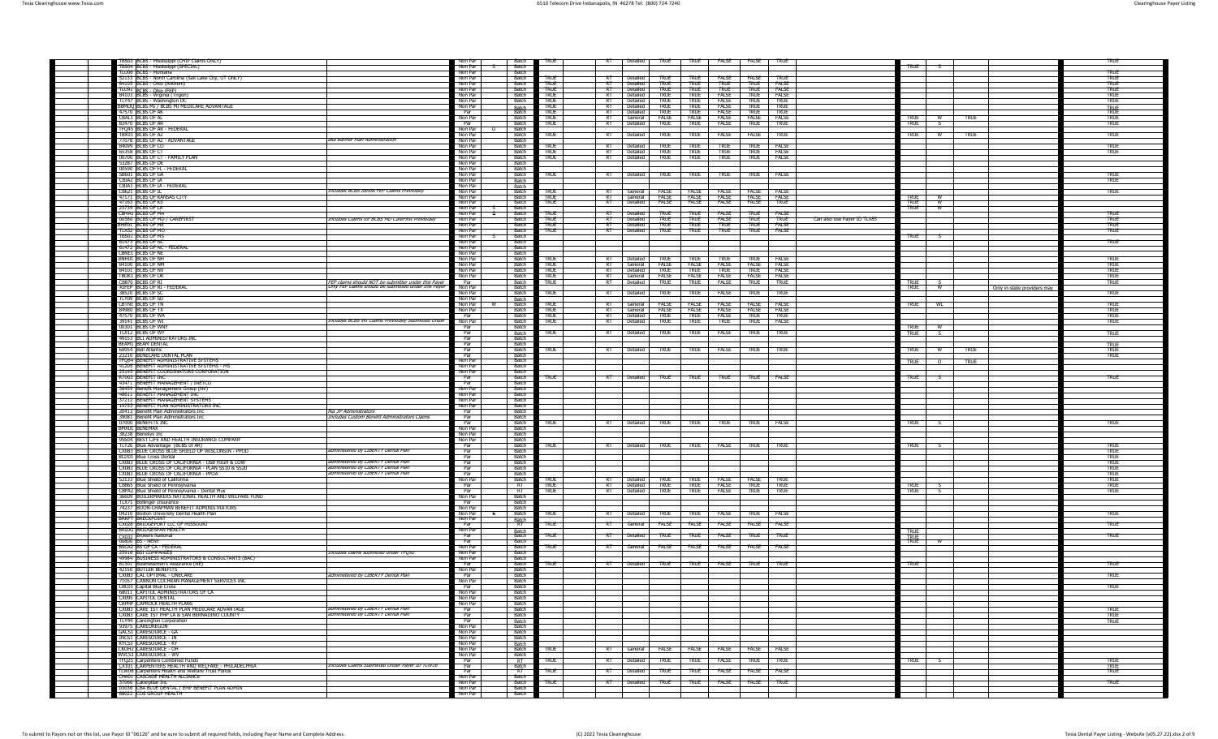| | | | | | | | | | | | | | | | | | | | |
|---|---|---|---|---|---|---|---|---|---|---|---|---|---|---|---|---|---|---|---|
| 78503 | BCBS - Mississippi (CHIP Claims ONLY) | | Non Par | | Batch | TRUE | RT | Detailed | TRUE | TRUE | FALSE | FALSE | TRUE | | | | | | TRUE |
| 78504 | BCBS - Mississippi (SPECIAL) | | Non Par | S | Batch | | | | | | | | | | TRUE | S | | | |
| TLX96 | BCBS - Montana | | Non Par | | Batch | | | | | | | | | | | | | | TRUE |
| SZ133 | BCBS - North Carolina (Salt Lake City, UT ONLY) | | Non Par | | Batch | TRUE | RT | Detailed | TRUE | TRUE | FALSE | FALSE | TRUE | | | | | | TRUE |
| 84105 | BCBS - Ohio (Anthem) | | Non Par | | Batch | TRUE | RT | Detailed | TRUE | TRUE | TRUE | TRUE | FALSE | | | | | | TRUE |
| TLO91 | BCBS - Ohio (FEP) | | Non Par | | Batch | TRUE | RT | Detailed | TRUE | TRUE | TRUE | TRUE | FALSE | | | | | | TRUE |
| 84103 | BCBS - Virginia (Trigon) | | Non Par | | Batch | TRUE | RT | Detailed | TRUE | TRUE | FALSE | TRUE | FALSE | | | | | | TRUE |
| TLY47 | BCBS - Washington DC | | Non Par | | Batch | TRUE | RT | Detailed | TRUE | TRUE | FALSE | TRUE | TRUE | | | | | | TRUE |
| BBMDQ | BCBS MD / BCBS MI MEDICARE ADVANTAGE | | Non Par | | Batch | TRUE | RT | Detailed | TRUE | TRUE | FALSE | TRUE | TRUE | | | | | | TRUE |
| 47570 | BCBS OF AK | | Par | | Batch | TRUE | RT | Detailed | TRUE | TRUE | FALSE | TRUE | TRUE | | | | | | TRUE |
| CBAL1 | BCBS OF AL | | Non Par | | Batch | TRUE | RT | General | FALSE | FALSE | FALSE | FALSE | FALSE | | TRUE | W | TRUE | | TRUE |
| 83470 | BCBS OF AK | | Par | | Batch | TRUE | RT | Detailed | TRUE | TRUE | FALSE | TRUE | TRUE | | TRUE | S | | | |
| TFQ45 | BCBS OF AR - FEDERAL | | Non Par | U | Batch | | | | | | | | | | | | | | |
| TBX01 | BCBS OF AZ | | Non Par | | Batch | TRUE | RT | Detailed | TRUE | TRUE | FALSE | FALSE | TRUE | | TRUE | W | TRUE | | TRUE |
| 77078 | BCBS OF AZ - ADVANTAGE | aka Banner Plan Administration | Non Par | | Batch | | | | | | | | | | | | | | |
| 84099 | BCBS OF CO | | Non Par | | Batch | TRUE | RT | Detailed | TRUE | TRUE | TRUE | TRUE | FALSE | | | | | | TRUE |
| 65358 | BCBS OF CT | | Non Par | | Batch | TRUE | RT | Detailed | TRUE | TRUE | TRUE | TRUE | FALSE | | | | | | TRUE |
| 00700 | BCBS OF CT - FAMILY PLAN | | Non Par | | Batch | TRUE | RT | Detailed | TRUE | TRUE | TRUE | TRUE | FALSE | | | | | | |
| 53287 | BCBS OF DE | | Non Par | | Batch | | | | | | | | | | | | | | |
| 00590 | BCBS OF FL - FEDERAL | | Non Par | | Batch | | | | | | | | | | | | | | |
| 38601 | BCBS OF GA | | Non Par | | Batch | TRUE | RT | Detailed | TRUE | TRUE | TRUE | TRUE | FALSE | | | | | | TRUE |
| CBIA2 | BCBS OF IA | | Non Par | | Batch | | | | | | | | | | | | | | TRUE |
| CBIA1 | BCBS OF IA - FEDERAL | | Non Par | | Batch | | | | | | | | | | | | | | TRUE |
| CBIL1 | BCBS OF IL | Includes BCBS Illinois FEP Claims Previously | Non Par | | Batch | TRUE | RT | General | FALSE | FALSE | FALSE | FALSE | FALSE | | | | | | TRUE |
| 47171 | BCBS OF KANSAS CITY | | Non Par | | Batch | TRUE | RT | General | FALSE | FALSE | FALSE | FALSE | FALSE | | TRUE | W | | | |
| 47163 | BCBS OF KS | | Non Par | | Batch | TRUE | RT | Detailed | FALSE | FALSE | FALSE | FALSE | TRUE | | TRUE | W | | | |
| 23739 | BCBS OF LA | | Non Par | S | Batch | | | | | | | | | | TRUE | W | | | |
| CBMA1 | BCBS OF MA | | Non Par | S | Batch | TRUE | RT | Detailed | TRUE | TRUE | FALSE | TRUE | FALSE | | | | | | TRUE |
| 00580 | BCBS OF MD / CAREFIRST | Includes Claims for BCBS MD CareFirst Previously | Non Par | | Batch | TRUE | RT | Detailed | TRUE | TRUE | FALSE | TRUE | TRUE | Can also use Payer ID TLX85 | | | | | TRUE |
| BMEO1 | BCBS OF ME | | Non Par | | Batch | TRUE | RT | Detailed | TRUE | TRUE | TRUE | TRUE | FALSE | | | | | | TRUE |
| TLX52 | BCBS OF MO | | Non Par | | Batch | TRUE | RT | Detailed | TRUE | TRUE | TRUE | TRUE | FALSE | | | | | | TRUE |
| 78801 | BCBS OF MS | | Non Par | S | Batch | | | | | | | | | | TRUE | S | | | |
| 61473 | BCBS OF NC | | Non Par | | Batch | | | | | | | | | | | | | | TRUE |
| 61472 | BCBS OF NC - FEDERAL | | Non Par | | Batch | | | | | | | | | | | | | | |
| CBNE1 | BCBS OF NE | | Non Par | | Batch | | | | | | | | | | | | | | |
| BNH01 | BCBS OF NH | | Non Par | | Batch | TRUE | RT | Detailed | TRUE | TRUE | TRUE | TRUE | FALSE | | | | | | TRUE |
| 84100 | BCBS OF NM | | Non Par | | Batch | TRUE | RT | General | FALSE | FALSE | FALSE | FALSE | FALSE | | | | | | TRUE |
| 84101 | BCBS OF NV | | Non Par | | Batch | TRUE | RT | Detailed | TRUE | TRUE | TRUE | TRUE | FALSE | | | | | | TRUE |
| TBOK1 | BCBS OF OK | | Non Par | | Batch | TRUE | RT | General | FALSE | FALSE | FALSE | FALSE | FALSE | | | | | | TRUE |
| CBRI6 | BCBS OF RI | FEP claims should NOT be submitted under this Payer | Par | | Batch | TRUE | RT | Detailed | TRUE | TRUE | FALSE | TRUE | TRUE | | TRUE | S | | | TRUE |
| RIFEP | BCBS OF RI - FEDERAL | Only FEP claims should be submitted under this Payer | Non Par | | Batch | | | | | | | | | | TRUE | W | | Only in-state providers may | |
| 38520 | BCBS OF SC | | Non Par | | Batch | TRUE | RT | Detailed | TRUE | TRUE | FALSE | TRUE | TRUE | | | | | | TRUE |
| TLY09 | BCBS OF SD | | Non Par | | Batch | | | | | | | | | | | | | | |
| CBTN1 | BCBS OF TN | | Non Par | W | Batch | TRUE | RT | General | FALSE | FALSE | FALSE | FALSE | FALSE | | TRUE | WL | | | TRUE |
| 84980 | BCBS OF TX | | Non Par | | Batch | TRUE | RT | General | FALSE | FALSE | FALSE | FALSE | FALSE | | | | | | TRUE |
| 47570 | BCBS OF WA | | Par | | Batch | TRUE | RT | Detailed | TRUE | TRUE | FALSE | TRUE | TRUE | | | | | | TRUE |
| 39141 | BCBS OF WI | Includes BCBS WI Claims Previously Submitted Under | Non Par | | Batch | TRUE | RT | Detailed | TRUE | TRUE | TRUE | TRUE | FALSE | | | | | | TRUE |
| 00301 | BCBS OF WNY | | Par | | Batch | | | | | | | | | | TRUE | W | | | |
| TLX12 | BCBS OF WY | | Par | | Batch | TRUE | RT | Detailed | TRUE | TRUE | FALSE | TRUE | TRUE | | TRUE | S | | | TRUE |
| 49153 | BCI ADMINISTRATORS INC | | Par | | Batch | | | | | | | | | | | | | | |
| BEAM1 | BEAM DENTAL | | Par | | Batch | | | | | | | | | | | | | | TRUE |
| 60054 | Bell Atlantic | | Par | | Batch | TRUE | RT | Detailed | TRUE | TRUE | FALSE | TRUE | TRUE | | TRUE | W | TRUE | | TRUE |
| 23210 | BENECARE DENTAL PLAN | | Par | | Batch | | | | | | | | | | | | | | TRUE |
| TFQ84 | BENEFIT ADMINISTRATIVE SYSTEMS | | Non Par | | Batch | | | | | | | | | | TRUE | O | TRUE | | |
| 41205 | BENEFIT ADMINISTRATIVE SYSTEMS - MS | | Non Par | | Batch | | | | | | | | | | | | | | |
| 25145 | BENEFIT COORDINATORS CORPORATION | | Non Par | | Batch | | | | | | | | | | | | | | |
| K7003 | BENEFIT INC | | Par | | Batch | TRUE | RT | Detailed | TRUE | TRUE | TRUE | TRUE | FALSE | | TRUE | S | | | TRUE |
| 43471 | BENEFIT MANAGEMENT / INETCO | | Par | | Batch | | | | | | | | | | | | | | |
| 36459 | Benefit Management Group (NV) | | Non Par | | Batch | | | | | | | | | | | | | | |
| 48611 | BENEFIT MANAGEMENT INC | | Non Par | | Batch | | | | | | | | | | | | | | |
| 37212 | BENEFIT MANAGEMENT SYSTEMS | | Non Par | | Batch | | | | | | | | | | | | | | |
| 19753 | BENEFIT PLAN ADMINISTRATORS INC | | Non Par | | Batch | | | | | | | | | | | | | | |
| 20413 | Benefit Plan Administrators Inc | fka JP Administrators | Par | | Batch | | | | | | | | | | | | | | |
| 39081 | Benefit Plan Administrators Inc | Includes Custom Benefit Administrators Claims | Par | | Batch | | | | | | | | | | | | | | |
| 07000 | BENEFITS INC | | Par | | Batch | TRUE | RT | Detailed | TRUE | TRUE | TRUE | TRUE | FALSE | | TRUE | S | | | |
| BMI01 | BENEMAX | | Non Par | | Batch | | | | | | | | | | | | | | |
| 38238 | Benesys Inc | | Non Par | | Batch | | | | | | | | | | | | | | |
| 95604 | BEST LIFE AND HEALTH INSURANCE COMPANY | | Non Par | | Batch | | | | | | | | | | | | | | |
| TLY26 | Blue Advantage (BCBS of AR) | | Par | | Batch | TRUE | RT | Detailed | TRUE | TRUE | FALSE | TRUE | TRUE | | TRUE | S | | | TRUE |
| CX083 | BLUE CROSS BLUE SHIELD OF WISCONSIN - PPOD | administered by LIBERTY Dental Plan | Par | | Batch | | | | | | | | | | | | | | TRUE |
| BCD01 | Blue Cross Dental | | Par | | Batch | | | | | | | | | | | | | | TRUE |
| CX083 | BLUE CROSS OF CALIFORNIA - DSB HIGH & LOW | administered by LIBERTY Dental Plan | Par | | Batch | | | | | | | | | | | | | | TRUE |
| CX083 | BLUE CROSS OF CALIFORNIA - PLAN SS10 & SS20 | administered by LIBERTY Dental Plan | Par | | Batch | | | | | | | | | | | | | | TRUE |
| CX083 | BLUE CROSS OF CALIFORNIA - PPOA | administered by LIBERTY Dental Plan | Par | | Batch | | | | | | | | | | | | | | TRUE |
| 52133 | Blue Shield of California | | Non Par | | Batch | TRUE | RT | Detailed | TRUE | TRUE | FALSE | FALSE | TRUE | | | | | | TRUE |
| CBBS3 | Blue Shield of Pennsylvania | | Par | | RT | TRUE | RT | Detailed | TRUE | TRUE | FALSE | TRUE | TRUE | | TRUE | S | | | TRUE |
| CBPA2 | Blue Shield of Pennsylvania - Dental Plus | | Par | | RT | TRUE | RT | Detailed | TRUE | TRUE | FALSE | TRUE | TRUE | | TRUE | S | | | TRUE |
| 36609 | BOILERMAKERS NATIONAL HEALTH AND WELFARE FUND | | Non Par | | Batch | | | | | | | | | | | | | | |
| TLX71 | Bollinger Insurance | | Par | | Batch | | | | | | | | | | | | | | |
| 74237 | BOON-CHAPMAN BENEFIT ADMINISTRATORS | | Non Par | | Batch | | | | | | | | | | | | | | |
| 04230 | Boston University Dental Health Plan | | Non Par | * | Batch | TRUE | RT | Detailed | TRUE | TRUE | FALSE | TRUE | FALSE | | | | | | TRUE |
| BRXPT | BREECKPOINT | | Non Par | | Batch | | | | | | | | | | | | | | |
| CX028 | BRIDGEPORT LLC OF MISSOURI | | Par | | RT | TRUE | RT | General | FALSE | FALSE | FALSE | FALSE | FALSE | | | | | | |
| BRIDG | BRIDGESPAN HEALTH | | Non Par | | Batch | | | | | | | | | | TRUE | | | | |
| CX033 | Brokers National | | Par | | Batch | TRUE | RT | Detailed | TRUE | TRUE | FALSE | TRUE | TRUE | | TRUE | | | | TRUE |
| 06800 | BS - NENY | | Par | | Batch | | | | | | | | | | TRUE | W | | | |
| BSCA2 | BS OF CA - FEDERAL | | Non Par | | Batch | TRUE | RT | General | FALSE | FALSE | FALSE | FALSE | FALSE | | | | | | |
| 29018 | BSI COMPANIES | Includes claims submitted under TFQ62 | Non Par | | Batch | | | | | | | | | | | | | | |
| 49984 | BUSINESS ADMINISTRATORS & CONSULTANTS (BAC) | | Non Par | | Batch | | | | | | | | | | | | | | |
| 61501 | Businessmen's Assurance (NE) | | Par | | Batch | TRUE | RT | Detailed | TRUE | TRUE | FALSE | TRUE | TRUE | | TRUE | | | | TRUE |
| 42150 | BUTLER BENEFITS | | Non Par | | Batch | | | | | | | | | | | | | | |
| CX083 | CAL OPTIMAL - ONECARE | administered by LIBERTY Dental Plan | Par | | Batch | | | | | | | | | | | | | | TRUE |
| 71057 | CANNON COCHRAN MANAGEMENT SERVICES INC | | Non Par | | Batch | | | | | | | | | | | | | | |
| CBC01 | Capital Blue Cross | | Par | | Batch | | | | | | | | | | | | | | TRUE |
| 68011 | CAPITOL ADMINISTRATORS OF CA | | Non Par | | Batch | | | | | | | | | | | | | | |
| CX095 | CAPITOL DENTAL | | Non Par | | Batch | | | | | | | | | | | | | | |
| CAPHP | CAPROCK HEALTH PLANS | | Non Par | | Batch | | | | | | | | | | | | | | |
| CX083 | CARE 1ST HEALTH PLAN MEDICARE ADVANTAGE | administered by LIBERTY Dental Plan | Par | | Batch | | | | | | | | | | | | | | TRUE |
| CX083 | CARE 1ST PHP LA & SAN BERNADINO COUNTY | administered by LIBERTY Dental Plan | Par | | Batch | | | | | | | | | | | | | | TRUE |
| TLY44 | Carenington Corporation | | Par | | Batch | | | | | | | | | | | | | | TRUE |
| 93975 | CAREOREGON | | Non Par | | Batch | | | | | | | | | | | | | | |
| GACS1 | CARESOURCE - GA | | Non Par | | Batch | | | | | | | | | | | | | | |
| INCS1 | CARESOURCE - IN | | Non Par | | Batch | | | | | | | | | | | | | | |
| KYCS1 | CARESOURCE - KY | | Non Par | | Batch | | | | | | | | | | | | | | |
| CXOH2 | CARESOURCE - OH | | Non Par | | Batch | TRUE | RT | General | FALSE | FALSE | FALSE | FALSE | FALSE | | | | | | |
| WVCS1 | CARESOURCE - WV | | Non Par | | Batch | | | | | | | | | | | | | | |
| TFQ25 | Carpenters Combined Funds | | Par | | RT | TRUE | RT | Detailed | TRUE | TRUE | FALSE | TRUE | TRUE | | TRUE | S | | | TRUE |
| CX101 | CARPENTERS HEALTH AND WELFARE - PHILADELPHIA | Includes Claims Submitted Under Payer ID TLW16 | Par | | Batch | | | | | | | | | | | | | | TRUE |
| TLW06 | Carpenters Health and Welfare Trust Funds | | Par | | RT | TRUE | RT | Detailed | TRUE | TRUE | FALSE | FALSE | FALSE | | | | | | TRUE |
| CHA01 | CASCADE HEALTH ALLIANCE | | Non Par | | Batch | | | | | | | | | | | | | | |
| 37060 | Caterpillar Inc. | | Non Par | | Batch | TRUE | RT | Detailed | TRUE | TRUE | FALSE | TRUE | FALSE | | | | | | TRUE |
| 03036 | CBA BLUE DENTAL / EHP BENEFIT PLAN ADMIN | | Non Par | | Batch | | | | | | | | | | | | | | |
| 88022 | CDS GROUP HEALTH | | Non Par | | Batch | | | | | | | | | | | | | | |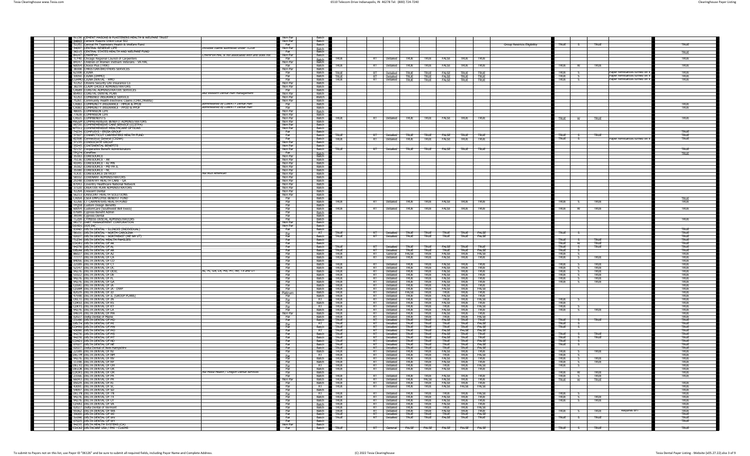| | | | | | | | | | | | | | | | | | | |
|---|---|---|---|---|---|---|---|---|---|---|---|---|---|---|---|---|---|---|
| 91136 | CEMENT MASONS & PLASTERERS HEALTH & WELFARE TRUST | | Non Par | Batch | | | | | | | | | | | | | | |
| 34843 | Cement Masons Union Local 502 | | Non Par | Batch | | | | | | | | | | | | | | |
| TL051 | Central PA Teamsters Health & Welfare Fund | | Par | Batch | | | | | | | | | Group Restricts Eligibility | TRUE | S | TRUE | | TRUE |
| 34097 | CENTRAL RESERVE LIFE | Includes claims submitted under TL208 | Non Par | Batch | | | | | | | | | | | | | | |
| 56215 | CENTRAL STATES HEALTH AND WELFARE FUND | | Par | Batch | | | | | | | | | | | | | | TRUE |
| 84147 | CHAMPVA | CHAMPVA-HAC is not associated with and does not | Non Par | Batch | | | | | | | | | | | | | | |
| TL740 | Chicago Regional Council of Carpenters | | Par | Batch | TRUE | RT | Detailed | TRUE | TRUE | FALSE | TRUE | TRUE | | | | | | TRUE |
| 84147 | Children of Women Vietnam Veterans - VA HAC | | Non Par | Batch | | | | | | | | | | | | | | |
| 60054 | Choice Plus (TRW) | | Par | Batch | TRUE | RT | Detailed | TRUE | TRUE | FALSE | TRUE | TRUE | | TRUE | W | TRUE | | TRUE |
| 38308 | CHRISTIAN BROTHERS SERVICES | | Non Par | Batch | | | | | | | | | | | | | | |
| 62308 | CIGNA | | Par | Batch | TRUE | RT | Detailed | TRUE | TRUE | FALSE | TRUE | TRUE | | TRUE | S | | Paper remittances turned off in | TRUE |
| 18050 | CIGNA (DHMO) | | Par | Batch | TRUE | RT | Detailed | TRUE | TRUE | FALSE | TRUE | TRUE | | TRUE | S | | Paper remittances turned off in | TRUE |
| CDHMO | CIGNA DENTAL - HMO | | Par | Batch | TRUE | RT | Detailed | TRUE | TRUE | FALSE | TRUE | TRUE | | TRUE | S | | Paper remittances turned off in | TRUE |
| TL052 | Citizens Security Life Insurance Co | | Non Par | Batch | | | | | | | | | | | | | | |
| 38219 | CLAIM CHOICE ADMINISTRATORS | | Non Par | Batch | | | | | | | | | | | | | | |
| CX089 | COASTAL ADMINISTRATIVE SERVICES | | Par | Batch | | | | | | | | | | | | | | |
| 85493 | COASTAL DENTAL PLAN | aka Western Dental Plan Management | Non Par | Batch | | | | | | | | | | | | | | |
| TL053 | COMBINED INSURANCE SERVICE | | Non Par | Batch | | | | | | | | | | | | | | |
| 75261 | Community Health Electronic Claims (CHEC/Welfa) | | Non Par | Batch | | | | | | | | | | | | | | |
| CX083 | COMMUNITY INSURANCE - HMOA & PPOB | administered by LIBERTY Dental Plan | Par | Batch | | | | | | | | | | | | | | TRUE |
| CX083 | COMMUNITY INSURANCE - PPOD & PPOF | administered by LIBERTY Dental Plan | Par | Batch | | | | | | | | | | | | | | TRUE |
| 48005 | COMPANION LIFE | | Non Par | Batch | | | | | | | | | | | | | | |
| 77828 | COMPANION LIFE | | Non Par | Batch | | | | | | | | | | | | | | |
| CX021 | COMPBENEFITS | | Non Par | Batch | TRUE | RT | Detailed | TRUE | TRUE | FALSE | TRUE | TRUE | | TRUE | W | TRUE | | TRUE |
| PBGSM | COMPREHENSIVE BENEFIT ADMINISTRATORS | | Non Par | Batch | | | | | | | | | | | | | | |
| 90730 | COMPREHENSIVE CARE SERVICE (CCSTPA) | | Non Par | Batch | | | | | | | | | | | | | | |
| W7011 | COMPREHENSIVE HEALTHCARE OPTIONS | | Non Par | Batch | | | | | | | | | | | | | | |
| 74234 | COMPSYS - ERISA GROUP | | Par | Batch | | | | | | | | | | | | | | TRUE |
| 37307 | CONNECTICUT CARPENTERS HEALTH FUND | | Par | Batch | TRUE | RT | Detailed | TRUE | TRUE | FALSE | TRUE | TRUE | | TRUE | S | TRUE | | TRUE |
| 62308 | Connecticut General (CIGNA) | | Par | Batch | TRUE | RT | Detailed | TRUE | TRUE | FALSE | TRUE | TRUE | | TRUE | S | | Paper remittances turned off in | TRUE |
| 37135 | CONSOCIATE GROUP | | Non Par | Batch | | | | | | | | | | | | | | |
| 35245 | CONTINENTAL BENEFITS | | Non Par | Batch | | | | | | | | | | | | | | |
| 52132 | Cooperative Benefit Administrators | | Non Par | Batch | TRUE | RT | Detailed | TRUE | TRUE | FALSE | TRUE | TRUE | | | | | | TRUE |
| TPQ74 | CorePlus | | Par | Batch | | | | | | | | | | | | | | TRUE |
| 35183 | CORESOURCE | | Non Par | Batch | | | | | | | | | | | | | | |
| 75136 | CORESOURCE - AR | | Non Par | Batch | | | | | | | | | | | | | | |
| 48045 | CORESOURCE - AZ MN | | Non Par | Batch | | | | | | | | | | | | | | |
| 35182 | CORESOURCE - MD PA IL | | Non Par | Batch | | | | | | | | | | | | | | |
| 35180 | CORESOURCE - NC | | Non Par | Batch | | | | | | | | | | | | | | |
| TLX31 | CORESOURCE DETROIT | fka NGS American | Non Par | Batch | | | | | | | | | | | | | | |
| 58102 | COVENANT ADMINISTRATORS | | Non Par | Batch | | | | | | | | | | | | | | |
| 25148 | COVENTRY HEALTH CARE - GA | | Non Par | Batch | | | | | | | | | | | | | | |
| 87043 | Coventry Healthcare National Network | | Non Par | Batch | | | | | | | | | | | | | | |
| 37320 | CREATIVE PLAN ADMINISTRATORS | | Non Par | Batch | | | | | | | | | | | | | | |
| TL054 | Crescent Dental | | Non Par | Batch | | | | | | | | | | | | | | |
| 56213 | CRESCENT HEALTH SOLUTIONS | | Non Par | Batch | | | | | | | | | | | | | | |
| CX054 | CSEA EMPLOYEE BENEFIT FUND | | Par | Batch | | | | | | | | | | | | | | TRUE |
| TL056 | CT CARPENTERS HEALTH FUND | | Par | Batch | TRUE | RT | Detailed | TRUE | TRUE | FALSE | TRUE | TRUE | | TRUE | S | TRUE | | TRUE |
| TPQ38 | Custom Design Benefits | | Par | Batch | | | | | | | | | | | | | | |
| 60054 | CustomCare (Southwest Bell Execs) | | Par | Batch | TRUE | RT | Detailed | TRUE | TRUE | FALSE | TRUE | TRUE | | TRUE | W | TRUE | | TRUE |
| 07689 | Cypress Benefit Admin | | Par | Batch | | | | | | | | | | | | | | |
| 39199 | Cypress Dental | | Par | Batch | | | | | | | | | | | | | | |
| TL204 | CYPRESS DENTAL ADMINISTRATORS | | Par | Batch | | | | | | | | | | | | | | TRUE |
| 06172 | DART MANAGEMENT CORPORATION | | Non Par | Batch | | | | | | | | | | | | | | |
| DDS01 | DDS INC | | Non Par | Batch | | | | | | | | | | | | | | |
| 30840 | DELTA DENTAL - ILLINOIS (INDIVIDUAL) | | Par | Batch | | | | | | | | | | | | | | TRUE |
| 56101 | DELTA DENTAL - NORTH CAROLINA | | Par | RT | TRUE | RT | Detailed | TRUE | TRUE | TRUE | TRUE | FALSE | | TRUE | S | | | TRUE |
| 02027 | DELTA DENTAL - NORTHEAST (ME NH VT) | | Par | Batch | TRUE | RT | Detailed | TRUE | TRUE | TRUE | TRUE | FALSE | | | | | | TRUE |
| TL234 | DELTA DENTAL HEALTH FAMILIES | | Par | Batch | | | | | | | | | | TRUE | S | TRUE | | TRUE |
| CDCR1 | DELTA DENTAL OF AK | | Par | Batch | | | | | | | | | | TRUE | W | TRUE | | TRUE |
| 94276 | DELTA DENTAL OF AL | | Par | Batch | TRUE | RT | Detailed | TRUE | TRUE | FALSE | TRUE | TRUE | | TRUE | S | TRUE | | TRUE |
| CDCAR | DELTA DENTAL OF AR | | Par | Batch | TRUE | RT | Detailed | TRUE | TRUE | TRUE | TRUE | FALSE | | TRUE | S | | | TRUE |
| 86027 | DELTA DENTAL OF AZ | | Par | Batch | TRUE | RT | General | FALSE | TRUE | FALSE | TRUE | FALSE | | TRUE | S | | | TRUE |
| 77777 | DELTA DENTAL OF CA | | Par | Batch | TRUE | RT | Detailed | TRUE | TRUE | FALSE | TRUE | TRUE | | TRUE | S | TRUE | | TRUE |
| 84056 | DELTA DENTAL OF CO | | Par | Batch | | | | | | | | | | | | | | TRUE |
| 22189 | DELTA DENTAL OF CT | | Par | Batch | TRUE | RT | Detailed | TRUE | TRUE | FALSE | TRUE | TRUE | | TRUE | S | TRUE | | TRUE |
| 52147 | DELTA DENTAL OF DC | | Par | Batch | TRUE | RT | Detailed | TRUE | TRUE | FALSE | TRUE | TRUE | | TRUE | S | TRUE | | TRUE |
| 94276 | DELTA DENTAL OF DDIC | AL, FL, GA, LA, MS, MT, NV, TX and UT | Par | Batch | TRUE | RT | Detailed | TRUE | TRUE | FALSE | TRUE | TRUE | | TRUE | S | TRUE | | TRUE |
| 51022 | DELTA DENTAL OF DE | | Par | Batch | TRUE | RT | Detailed | TRUE | TRUE | FALSE | TRUE | TRUE | | TRUE | S | TRUE | | TRUE |
| 94276 | DELTA DENTAL OF FL | | Par | Batch | TRUE | RT | Detailed | TRUE | TRUE | FALSE | TRUE | TRUE | | TRUE | S | TRUE | | TRUE |
| 94276 | DELTA DENTAL OF GA | | Par | Batch | TRUE | RT | Detailed | TRUE | TRUE | FALSE | TRUE | TRUE | | TRUE | S | TRUE | | TRUE |
| CDIA1 | DELTA DENTAL OF IA | | Par | Batch | TRUE | RT | Detailed | TRUE | TRUE | FALSE | TRUE | TRUE | | | | | | TRUE |
| CDIAM | DELTA DENTAL OF IA - DWP | | Par | Batch | TRUE | RT | Detailed | TRUE | TRUE | FALSE | TRUE | FALSE | | | | | | TRUE |
| 82029 | DELTA DENTAL OF ID | | Platinum | Batch | TRUE | RT | Detailed | FALSE | TRUE | TRUE | TRUE | TRUE | | | | | | TRUE |
| 47598 | DELTA DENTAL OF IL (GROUP PLANS) | | Par | Batch | TRUE | RT | Detailed | TRUE | TRUE | FALSE | TRUE | TRUE | | | | | | TRUE |
| DELT1 | DELTA DENTAL OF IN | | Par | RT | TRUE | RT | Detailed | TRUE | TRUE | TRUE | TRUE | FALSE | | TRUE | S | | | TRUE |
| CDKS1 | DELTA DENTAL OF KS | | Par | Batch | TRUE | RT | Detailed | TRUE | TRUE | FALSE | TRUE | TRUE | | TRUE | | | | TRUE |
| CDKY1 | DELTA DENTAL OF KY | | Par | RT | TRUE | RT | Detailed | TRUE | TRUE | TRUE | TRUE | FALSE | | TRUE | S | | | TRUE |
| 94276 | DELTA DENTAL OF LA | | Par | Batch | TRUE | RT | Detailed | TRUE | TRUE | FALSE | TRUE | TRUE | | TRUE | S | TRUE | | TRUE |
| 04614 | DELTA DENTAL OF MA | | Non Par | Batch | TRUE | RT | Detailed | TRUE | TRUE | FALSE | TRUE | TRUE | | | | | | TRUE |
| 02027 | Delta Dental of Maine | | Par | Batch | TRUE | RT | Detailed | TRUE | TRUE | TRUE | TRUE | FALSE | | | | | | TRUE |
| 23166 | DELTA DENTAL OF MD | | Par | Batch | TRUE | RT | Detailed | TRUE | TRUE | FALSE | TRUE | TRUE | | TRUE | S | TRUE | | TRUE |
| DELTA | DELTA DENTAL OF MI | | Par | RT | TRUE | RT | Detailed | TRUE | TRUE | TRUE | TRUE | FALSE | | TRUE | S | | | TRUE |
| CDMN1 | DELTA DENTAL OF MN | | Par | Batch | TRUE | RT | Detailed | TRUE | TRUE | TRUE | TRUE | FALSE | | TRUE | S | | | TRUE |
| 43090 | DELTA DENTAL OF MO | | Par | RT | TRUE | RT | Detailed | TRUE | TRUE | FALSE | FALSE | FALSE | | | | | | TRUE |
| 94276 | DELTA DENTAL OF MS | | Par | Batch | TRUE | RT | Detailed | TRUE | TRUE | FALSE | TRUE | TRUE | | TRUE | S | TRUE | | TRUE |
| 94276 | DELTA DENTAL OF MT | | Par | Batch | TRUE | RT | Detailed | TRUE | TRUE | FALSE | TRUE | TRUE | | TRUE | S | TRUE | | TRUE |
| CDND1 | DELTA DENTAL OF ND | | Par | Batch | TRUE | RT | Detailed | TRUE | TRUE | TRUE | TRUE | FALSE | | TRUE | S | | | TRUE |
| 07027 | DELTA DENTAL OF NE | | Par | Batch | TRUE | RT | Detailed | TRUE | TRUE | TRUE | TRUE | FALSE | | TRUE | S | | | TRUE |
| 02027 | Delta Dental of New Hampshire | | Par | Batch | TRUE | RT | Detailed | TRUE | TRUE | TRUE | TRUE | FALSE | | | | | | TRUE |
| 22189 | DELTA DENTAL OF NJ | | Par | Batch | TRUE | RT | Detailed | TRUE | TRUE | FALSE | TRUE | TRUE | | TRUE | S | TRUE | | TRUE |
| DELTM | DELTA DENTAL OF NM | | Par | RT | TRUE | RT | Detailed | TRUE | TRUE | TRUE | TRUE | FALSE | | TRUE | S | | | TRUE |
| 94276 | DELTA DENTAL OF NV | | Par | Batch | TRUE | RT | Detailed | TRUE | TRUE | FALSE | TRUE | TRUE | | TRUE | S | TRUE | | TRUE |
| 11198 | DELTA DENTAL OF NY | | Par | Batch | TRUE | RT | Detailed | TRUE | TRUE | FALSE | TRUE | TRUE | | TRUE | S | TRUE | | TRUE |
| DELTO | DELTA DENTAL OF OH | | Par | RT | TRUE | RT | Detailed | TRUE | TRUE | TRUE | TRUE | FALSE | | TRUE | S | | | TRUE |
| DELOK | DELTA DENTAL OF OK | | Par | Batch | TRUE | RT | Detailed | TRUE | TRUE | FALSE | TRUE | TRUE | | | | | | TRUE |
| CDOR1 | DELTA DENTAL OF OR | fka Moda Health / Oregon Dental Services | Par | Batch | | | | | | | | | | TRUE | W | TRUE | | TRUE |
| 23166 | DELTA DENTAL OF PA | | Par | Batch | TRUE | RT | Detailed | TRUE | TRUE | FALSE | TRUE | TRUE | | TRUE | S | TRUE | | TRUE |
| 66043 | DELTA DENTAL OF PR | | Non Par | Batch | TRUE | RT | Detailed | TRUE | FALSE | FALSE | TRUE | TRUE | | TRUE | W | TRUE | | |
| 05029 | DELTA DENTAL OF RI | | Par | Batch | TRUE | RT | Detailed | TRUE | TRUE | FALSE | TRUE | TRUE | | | | | | TRUE |
| 43091 | DELTA DENTAL OF SC | | Par | RT | TRUE | RT | Detailed | TRUE | TRUE | FALSE | FALSE | FALSE | | | | | | TRUE |
| 54097 | DELTA DENTAL OF SD | | Par | Batch | | | | | | | | | | | | | | TRUE |
| DELTN | DELTA DENTAL OF TN | | Par | RT | TRUE | RT | Detailed | TRUE | TRUE | TRUE | TRUE | FALSE | | TRUE | S | | | TRUE |
| 94276 | DELTA DENTAL OF TX | | Par | Batch | TRUE | RT | Detailed | TRUE | TRUE | FALSE | TRUE | TRUE | | TRUE | S | TRUE | | TRUE |
| 94276 | DELTA DENTAL OF UT | | Par | Batch | TRUE | RT | Detailed | TRUE | TRUE | FALSE | TRUE | TRUE | | TRUE | S | TRUE | | TRUE |
| CDVA1 | DELTA DENTAL OF VA | | Par | Batch | TRUE | RT | Detailed | TRUE | TRUE | FALSE | TRUE | TRUE | | | | | | TRUE |
| 02027 | Delta Dental of Vermont | | Par | Batch | TRUE | RT | Detailed | TRUE | TRUE | TRUE | TRUE | FALSE | | | | | | TRUE |
| 91062 | DELTA DENTAL OF WA | | Par | Batch | TRUE | RT | Detailed | TRUE | TRUE | FALSE | TRUE | TRUE | | TRUE | S | TRUE | Requires EFT | TRUE |
| 39069 | DELTA DENTAL OF WI | | Par | Batch | TRUE | RT | Detailed | TRUE | TRUE | TRUE | TRUE | FALSE | | | | | | TRUE |
| 31096 | DELTA DENTAL OF WV | | Par | Batch | TRUE | RT | Detailed | TRUE | TRUE | FALSE | TRUE | TRUE | | TRUE | S | TRUE | | TRUE |
| 07029 | DELTA DENTAL OF WY | | Par | Batch | | | | | | | | | | | | | | TRUE |
| 94255 | DELTA HEALTH SYSTEMS (CA) | | Non Par | Batch | | | | | | | | | | | | | | |
| CDCA2 | DELTACARE USA / PMI - CDHMO | | Par | Batch | TRUE | RT | General | FALSE | FALSE | FALSE | FALSE | FALSE | | TRUE | S | TRUE | | TRUE |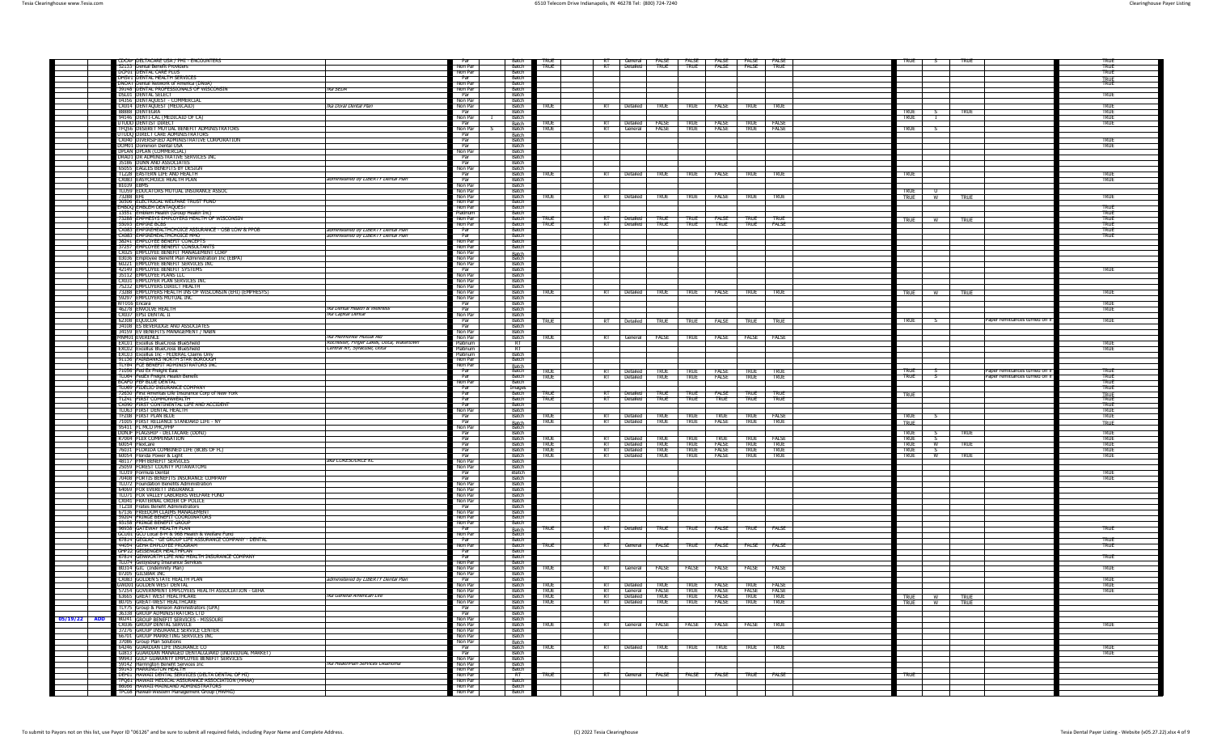|  |  | Payer ID | Payer Name | Notes | Par/Non Par | Enrollment | Transaction | Claims | Claim Status Type | Status Level | Eligibility 1 | Eligibility 2 | Eligibility 3 | Eligibility 4 | Eligibility 5 | ERA | ERA Type | ERA Enroll | Remarks | Attachments |
|---|---|---|---|---|---|---|---|---|---|---|---|---|---|---|---|---|---|---|---|---|
|  |  | CDCAP | DELTACARE USA / PMI - ENCOUNTERS |  | Par |  | Batch | TRUE | RT | General | FALSE | FALSE | FALSE | FALSE | FALSE | TRUE | S | TRUE |  | TRUE |
|  |  | 52133 | Dental Benefit Providers |  | Non Par |  | Batch | TRUE | RT | Detailed | TRUE | TRUE | FALSE | FALSE | TRUE |  |  |  |  | TRUE |
|  |  | DCP01 | DENTAL CARE PLUS |  | Non Par |  | Batch |  |  |  |  |  |  |  |  |  |  |  |  | TRUE |
|  |  | DHS01 | DENTAL HEALTH SERVICES |  | Par |  | Batch |  |  |  |  |  |  |  |  |  |  |  |  | TRUE |
|  |  | DNOA1 | Dental Network of America (DNOA) |  | Non Par |  | Batch |  |  |  |  |  |  |  |  |  |  |  |  | TRUE |
|  |  | 39148 | DENTAL PROFESSIONALS OF WISCONSIN | fka DEDA | Non Par |  | Batch |  |  |  |  |  |  |  |  |  |  |  |  |  |
|  |  | DSL01 | DENTAL SELECT |  | Par |  | Batch |  |  |  |  |  |  |  |  |  |  |  |  | TRUE |
|  |  | 94156 | DENTAQUEST - COMMERCIAL |  | Non Par |  | Batch |  |  |  |  |  |  |  |  |  |  |  |  |  |
|  |  | CX014 | DENTAQUEST (MEDICAID) | fka Doral Dental Plan | Non Par |  | Batch | TRUE | RT | Detailed | TRUE | TRUE | FALSE | TRUE | TRUE |  |  |  |  | TRUE |
|  |  | 88888 | DENTEGRA |  | Par |  | Batch |  |  |  |  |  |  |  |  | TRUE | S | TRUE |  | TRUE |
|  |  | 94146 | DENTI-CAL (MEDICAID OF CA) |  | Non Par | I | Batch |  |  |  |  |  |  |  |  | TRUE | I |  |  | TRUE |
|  |  | DTDDO | DENTIST DIRECT |  | Par |  | Batch | TRUE | RT | Detailed | FALSE | TRUE | FALSE | TRUE | FALSE |  |  |  |  | TRUE |
|  |  | TPQ56 | DESERET MUTUAL BENEFIT ADMINISTRATORS |  | Non Par | S | Batch | TRUE | RT | General | FALSE | TRUE | FALSE | TRUE | FALSE | TRUE | S |  |  |  |
|  |  | DTDDQ | DIRECT CARE ADMINISTRATORS |  | Par |  | Batch |  |  |  |  |  |  |  |  |  |  |  |  |  |
|  |  | CX040 | DIVERSIFIED ADMINISTRATIVE CORPORATION |  | Par |  | Batch |  |  |  |  |  |  |  |  |  |  |  |  | TRUE |
|  |  | DOM01 | Dominion Dental USA |  | Par |  | Batch |  |  |  |  |  |  |  |  |  |  |  |  | TRUE |
|  |  | DPLAN | DPLAN (COMMERCIAL) |  | Non Par |  | Batch |  |  |  |  |  |  |  |  |  |  |  |  |  |
|  |  | DRAD1 | DR ADMINISTRATIVE SERVICES INC |  | Par |  | Batch |  |  |  |  |  |  |  |  |  |  |  |  |  |
|  |  | 35186 | DUNN AND ASSOCIATES |  | Par |  | Batch |  |  |  |  |  |  |  |  |  |  |  |  |  |
|  |  | 65055 | EAGLES BENEFITS BY DESIGN |  | Non Par |  | Batch |  |  |  |  |  |  |  |  |  |  |  |  |  |
|  |  | TLZ28 | EASTERN LIFE AND HEALTH |  | Par |  | Batch | TRUE | RT | Detailed | TRUE | TRUE | FALSE | TRUE | TRUE | TRUE |  |  |  | TRUE |
|  |  | CX083 | EASYCHOICE HEALTH PLAN | administered by LIBERTY Dental Plan | Par |  | Batch |  |  |  |  |  |  |  |  |  |  |  |  | TRUE |
|  |  | 81039 | EBMS |  | Non Par |  | Batch |  |  |  |  |  |  |  |  |  |  |  |  |  |
|  |  | TLD59 | EDUCATORS MUTUAL INSURANCE ASSOC |  | Non Par |  | Batch |  |  |  |  |  |  |  |  | TRUE | U |  |  |  |
|  |  | 73288 | EHI |  | Non Par |  | Batch | TRUE | RT | Detailed | TRUE | TRUE | FALSE | TRUE | TRUE | TRUE | W | TRUE |  | TRUE |
|  |  | 36906 | ELECTRICAL WELFARE TRUST FUND |  | Non Par |  | Batch |  |  |  |  |  |  |  |  |  |  |  |  |  |
|  |  | EMBDQ | EMBLEM DENTAQUEST |  | Non Par |  | Batch |  |  |  |  |  |  |  |  |  |  |  |  | TRUE |
|  |  | 13551 | Emblem Health (Group Health Inc) |  | Platinum |  | Batch |  |  |  |  |  |  |  |  |  |  |  |  | TRUE |
|  |  | 73288 | EMPHESYS EMPLOYERS HEALTH OF WISCONSIN |  | Non Par |  | Batch | TRUE | RT | Detailed | TRUE | TRUE | FALSE | TRUE | TRUE | TRUE | W | TRUE |  | TRUE |
|  |  | 99093 | EMPIRE BCBS |  | Non Par |  | Batch | TRUE | RT | Detailed | TRUE | TRUE | TRUE | TRUE | FALSE |  |  |  |  | TRUE |
|  |  | CX083 | EMPIREHEALTHCHOICE ASSURANCE - GSB LOW & PPOB | administered by LIBERTY Dental Plan | Par |  | Batch |  |  |  |  |  |  |  |  |  |  |  |  | TRUE |
|  |  | CX083 | EMPIREHEALTHCHOICE HMO | administered by LIBERTY Dental Plan | Par |  | Batch |  |  |  |  |  |  |  |  |  |  |  |  | TRUE |
|  |  | 38241 | EMPLOYEE BENEFIT CONCEPTS |  | Non Par |  | Batch |  |  |  |  |  |  |  |  |  |  |  |  |  |
|  |  | 37257 | EMPLOYEE BENEFIT CONSULTANTS |  | Non Par |  | Batch |  |  |  |  |  |  |  |  |  |  |  |  |  |
|  |  | CX025 | EMPLOYEE BENEFIT MANAGEMENT CORP |  | Non Par |  | Batch |  |  |  |  |  |  |  |  |  |  |  |  |  |
|  |  | 03036 | Employee Benefit Plan Administration Inc (EBPA) |  | Non Par |  | Batch |  |  |  |  |  |  |  |  |  |  |  |  |  |
|  |  | 40221 | EMPLOYEE BENEFIT SERVICES INC |  | Non Par |  | Batch |  |  |  |  |  |  |  |  |  |  |  |  |  |
|  |  | 42149 | EMPLOYEE BENEFIT SYSTEMS |  | Par |  | Batch |  |  |  |  |  |  |  |  |  |  |  |  | TRUE |
|  |  | 35112 | EMPLOYEE PLANS LLC |  | Non Par |  | Batch |  |  |  |  |  |  |  |  |  |  |  |  |  |
|  |  | CX031 | EMPLOYER PLAN SERVICES INC |  | Non Par |  | Batch |  |  |  |  |  |  |  |  |  |  |  |  |  |
|  |  | 75232 | EMPLOYERS DIRECT HEALTH |  | Non Par |  | Batch |  |  |  |  |  |  |  |  |  |  |  |  |  |
|  |  | 73288 | EMPLOYERS HEALTH INS OF WISCONSIN (EHI) (EMPHESYS) |  | Non Par |  | Batch | TRUE | RT | Detailed | TRUE | TRUE | FALSE | TRUE | TRUE | TRUE | W | TRUE |  | TRUE |
|  |  | 59297 | EMPLOYERS MUTUAL INC |  | Non Par |  | Batch |  |  |  |  |  |  |  |  |  |  |  |  |  |
|  |  | WT016 | Encara |  | Par |  | Batch |  |  |  |  |  |  |  |  |  |  |  |  | TRUE |
|  |  | 46278 | ENROLVE HEALTH | fka Dental Health & Wellness | Par |  | Batch |  |  |  |  |  |  |  |  |  |  |  |  | TRUE |
|  |  | CX017 | EPSI DENTAL II | fka Capital Dental | Non Par |  | Batch |  |  |  |  |  |  |  |  |  |  |  |  |  |
|  |  | 62308 | EQUICOR |  | Par |  | Batch | TRUE | RT | Detailed | TRUE | TRUE | FALSE | TRUE | TRUE | TRUE | S |  | Paper remittances turned off in | TRUE |
|  |  | 34108 | ES BEVERIDGE AND ASSOCIATES |  | Par |  | Batch |  |  |  |  |  |  |  |  |  |  |  |  |  |
|  |  | 34159 | EV BENEFITS MANAGEMENT / NABN |  | Non Par |  | Batch |  |  |  |  |  |  |  |  |  |  |  |  |  |
|  |  | MMM01 | EVERENCE | fka Mennonite Mutual Aid | Non Par |  | Batch | TRUE | RT | General | FALSE | TRUE | FALSE | FALSE | FALSE |  |  |  |  |  |
|  |  | EXC01 | Excellus BlueCross BlueShield | Rochester, Finger Lakes, Utica, Watertown | Platinum |  | RT |  |  |  |  |  |  |  |  |  |  |  |  | TRUE |
|  |  | EXC02 | Excellus BlueCross BlueShield | Central NY, Syracuse, Utica | Platinum |  | RT |  |  |  |  |  |  |  |  |  |  |  |  | TRUE |
|  |  | EXC03 | Excellus Inc - FEDERAL Claims Only |  | Platinum |  | Batch |  |  |  |  |  |  |  |  |  |  |  |  |  |
|  |  | 91136 | FAIRBANKS NORTH STAR BOROUGH |  | Non Par |  | Batch |  |  |  |  |  |  |  |  |  |  |  |  |  |
|  |  | TLY84 | FCE BENEFIT ADMINISTRATORS INC |  | Non Par |  | Batch |  |  |  |  |  |  |  |  |  |  |  |  |  |
|  |  | 71056 | Fed Ex Freight East |  | Par |  | Batch | TRUE | RT | Detailed | TRUE | TRUE | FALSE | TRUE | TRUE | TRUE | S |  | Paper remittances turned off in | TRUE |
|  |  | TLU64 | FedEx Freight Health Benefit |  | Par |  | Batch | TRUE | RT | Detailed | TRUE | TRUE | FALSE | TRUE | TRUE | TRUE | S |  | Paper remittances turned off in | TRUE |
|  |  | BCAFD | FEP BLUE DENTAL |  | Non Par |  | Batch |  |  |  |  |  |  |  |  |  |  |  |  | TRUE |
|  |  | TLD89 | FIDELIO INSURANCE COMPANY |  | Par |  | Images |  |  |  |  |  |  |  |  |  |  |  |  | TRUE |
|  |  | 72630 | First American Life Insurance Corp of New York |  | Par |  | Batch | TRUE | RT | Detailed | TRUE | TRUE | FALSE | TRUE | TRUE | TRUE |  |  |  | TRUE |
|  |  | TL241 | FIRST COMMONWEALTH |  | Par |  | Batch | TRUE | RT | Detailed | TRUE | TRUE | TRUE | TRUE | TRUE |  |  |  |  | TRUE |
|  |  | CX090 | FIRST CONTINENTAL LIFE AND ACCIDENT |  | Par |  | Batch |  |  |  |  |  |  |  |  |  |  |  |  | TRUE |
|  |  | TLD63 | FIRST DENTAL HEALTH |  | Non Par |  | Batch |  |  |  |  |  |  |  |  |  |  |  |  | TRUE |
|  |  | TP208 | FIRST PLAN BLUE |  | Par |  | Batch | TRUE | RT | Detailed | TRUE | TRUE | TRUE | TRUE | FALSE | TRUE | S |  |  | TRUE |
|  |  | 71005 | FIRST RELIANCE STANDARD LIFE - NY |  | Par |  | Batch | TRUE | RT | Detailed | TRUE | TRUE | FALSE | TRUE | TRUE | TRUE |  |  |  | TRUE |
|  |  | 95411 | FL MCO PHC/PHP |  | Non Par |  | Batch |  |  |  |  |  |  |  |  |  |  |  |  |  |
|  |  | DDNJF | FLAGSHIP - DELTACARE (DDNJ) |  | Par |  | Batch |  |  |  |  |  |  |  |  | TRUE | S | TRUE |  | TRUE |
|  |  | R7004 | FLEX COMPENSATION |  | Par |  | Batch | TRUE | RT | Detailed | TRUE | TRUE | TRUE | TRUE | FALSE | TRUE | S |  |  | TRUE |
|  |  | 60054 | FlexCare |  | Par |  | Batch | TRUE | RT | Detailed | TRUE | TRUE | FALSE | TRUE | TRUE | TRUE | W | TRUE |  | TRUE |
|  |  | 76031 | FLORIDA COMBINED LIFE (BCBS OF FL) |  | Par |  | Batch | TRUE | RT | Detailed | TRUE | TRUE | FALSE | TRUE | FALSE | TRUE | S |  |  | TRUE |
|  |  | 60054 | Florida Power & Light |  | Par |  | Batch | TRUE | RT | Detailed | TRUE | TRUE | FALSE | TRUE | TRUE | TRUE | W | TRUE |  | TRUE |
|  |  | 48117 | FMH BENEFIT SERVICES | aka CORESOURCE KC | Non Par |  | Batch |  |  |  |  |  |  |  |  |  |  |  |  |  |
|  |  | 25059 | FOREST COUNTY POTAWATOMI |  | Non Par |  | Batch |  |  |  |  |  |  |  |  |  |  |  |  |  |
|  |  | TLD19 | Formula Dental |  | Par |  | Batch |  |  |  |  |  |  |  |  |  |  |  |  | TRUE |
|  |  | 70408 | FORTIS BENEFITS INSURANCE COMPANY |  | Par |  | Batch |  |  |  |  |  |  |  |  |  |  |  |  | TRUE |
|  |  | TLD72 | Foundation Benefits Administration |  | Non Par |  | Batch |  |  |  |  |  |  |  |  |  |  |  |  |  |
|  |  | 64069 | FOX EVERETT INSURANCE |  | Non Par |  | Batch |  |  |  |  |  |  |  |  |  |  |  |  |  |
|  |  | TLD71 | FOX VALLEY LABORERS WELFARE FUND |  | Non Par |  | Batch |  |  |  |  |  |  |  |  |  |  |  |  |  |
|  |  | CX041 | FRATERNAL ORDER OF POLICE |  | Non Par |  | Batch |  |  |  |  |  |  |  |  |  |  |  |  |  |
|  |  | TLZ18 | Frates Benefit Administrators |  | Par |  | Batch |  |  |  |  |  |  |  |  |  |  |  |  |  |
|  |  | 67136 | FREEDOM CLAIMS MANAGEMENT |  | Non Par |  | Batch |  |  |  |  |  |  |  |  |  |  |  |  |  |
|  |  | 59204 | FRINGE BENEFIT COORDINATORS |  | Non Par |  | Batch |  |  |  |  |  |  |  |  |  |  |  |  |  |
|  |  | 93158 | FRINGE BENEFIT GROUP |  | Non Par |  | Batch |  |  |  |  |  |  |  |  |  |  |  |  |  |
|  |  | 46938 | GATEWAY HEALTH PLAN |  | Par |  | Batch | TRUE | RT | Detailed | TRUE | TRUE | FALSE | TRUE | FALSE |  |  |  |  | TRUE |
|  |  | GCD01 | GCD Local 844 & 968 Health & Welfare Fund |  | Non Par |  | Batch |  |  |  |  |  |  |  |  |  |  |  |  |  |
|  |  | 67814 | GEGLAC - GE GROUP LIFE ASSURANCE COMPANY - DENTAL |  | Par |  | Batch |  |  |  |  |  |  |  |  |  |  |  |  | TRUE |
|  |  | 44054 | GEHA EMPLOYEE PROGRAM |  | Non Par |  | Batch | TRUE | RT | General | FALSE | TRUE | FALSE | FALSE | FALSE |  |  |  |  | TRUE |
|  |  | GHP22 | GEISINGER HEALTHPLAN |  | Non Par |  | Batch |  |  |  |  |  |  |  |  |  |  |  |  |  |
|  |  | 67814 | GENWORTH LIFE AND HEALTH INSURANCE COMPANY |  | Par |  | Batch |  |  |  |  |  |  |  |  |  |  |  |  | TRUE |
|  |  | TLD74 | Gettysburg Insurance Services |  | Non Par |  | Batch |  |  |  |  |  |  |  |  |  |  |  |  |  |
|  |  | 80314 | GIC (Indemnity Plan) |  | Non Par |  | Batch | TRUE | RT | General | FALSE | FALSE | FALSE | FALSE | FALSE |  |  |  |  | TRUE |
|  |  | 07205 | GILSBAR INC |  | Non Par |  | Batch |  |  |  |  |  |  |  |  |  |  |  |  |  |
|  |  | CX083 | GOLDEN STATE HEALTH PLAN | administered by LIBERTY Dental Plan | Par |  | Batch |  |  |  |  |  |  |  |  |  |  |  |  | TRUE |
|  |  | GWD01 | GOLDEN WEST DENTAL |  | Non Par |  | Batch | TRUE | RT | Detailed | TRUE | TRUE | FALSE | TRUE | FALSE |  |  |  |  | TRUE |
|  |  | 57254 | GOVERNMENT EMPLOYEES HEALTH ASSOCIATION - GEHA |  | Non Par |  | Batch | TRUE | RT | General | FALSE | TRUE | FALSE | FALSE | FALSE |  |  |  |  | TRUE |
|  |  | 63665 | GREAT WEST HEALTHCARE | fka General American Life | Non Par |  | Batch | TRUE | RT | Detailed | TRUE | TRUE | FALSE | TRUE | TRUE | TRUE | W | TRUE |  |  |
|  |  | 80705 | GREAT-WEST HEALTHCARE |  | Non Par |  | Batch | TRUE | RT | Detailed | TRUE | TRUE | FALSE | TRUE | TRUE | TRUE | W | TRUE |  |  |
|  |  | TLX75 | Group & Pension Administrators (GPA) |  | Par |  | Batch |  |  |  |  |  |  |  |  |  |  |  |  |  |
|  |  | 36338 | GROUP ADMINISTRATORS LTD |  | Par |  | Batch |  |  |  |  |  |  |  |  |  |  |  |  |  |
| 05/19/22 | ADD | 80241 | GROUP BENEFIT SERVICES - MISSOURI |  | Non Par |  | Batch |  |  |  |  |  |  |  |  |  |  |  |  |  |
|  |  | CX036 | GROUP DENTAL SERVICE |  | Non Par |  | Batch | TRUE | RT | General | FALSE | FALSE | FALSE | FALSE | TRUE |  |  |  |  | TRUE |
|  |  | 37276 | GROUP INSURANCE SERVICE CENTER |  | Non Par |  | Batch |  |  |  |  |  |  |  |  |  |  |  |  |  |
|  |  | 66701 | GROUP MARKETING SERVICES INC |  | Non Par |  | Batch |  |  |  |  |  |  |  |  |  |  |  |  |  |
|  |  | 37086 | Group Plan Solutions |  | Non Par |  | Batch |  |  |  |  |  |  |  |  |  |  |  |  |  |
|  |  | 64246 | GUARDIAN LIFE INSURANCE CO |  | Par |  | Batch | TRUE | RT | Detailed | TRUE | TRUE | TRUE | TRUE | TRUE |  |  |  |  | TRUE |
|  |  | GI813 | GUARDIAN MANAGED DENTALGUARD (INDIVIDUAL MARKET) |  | Par |  | Batch |  |  |  |  |  |  |  |  |  |  |  |  | TRUE |
|  |  | 99943 | GULF GUARANTY EMPLOYEE BENEFIT SERVICES |  | Non Par |  | Batch |  |  |  |  |  |  |  |  |  |  |  |  |  |
|  |  | 59142 | Harrington Benefit Services Inc | fka Healthcare Services Oklahoma | Non Par |  | Batch |  |  |  |  |  |  |  |  |  |  |  |  |  |
|  |  | 59143 | HARRINGTON HEALTH |  | Non Par |  | Batch |  |  |  |  |  |  |  |  |  |  |  |  |  |
|  |  | DEH01 | HAWAII DENTAL SERVICES (DELTA DENTAL OF HI) |  | Non Par |  | RT | TRUE | RT | General | FALSE | FALSE | FALSE | TRUE | FALSE | TRUE |  |  |  |  |
|  |  | TPQ81 | HAWAII MEDICAL ASSURANCE ASSOCIATION (HMAA) |  | Non Par |  | Batch |  |  |  |  |  |  |  |  |  |  |  |  |  |
|  |  | 86066 | HAWAII-MAINLAND ADMINISTRATORS |  | Non Par |  | Batch |  |  |  |  |  |  |  |  |  |  |  |  |  |
|  |  | TPC08 | Hawaii-Western Management Group (HWMG) |  | Non Par |  | Batch |  |  |  |  |  |  |  |  |  |  |  |  |  |

To submit to Payors not on this list, use Payor ID "06126" and be sure to submit all required fields, including Payor Name and Complete Address.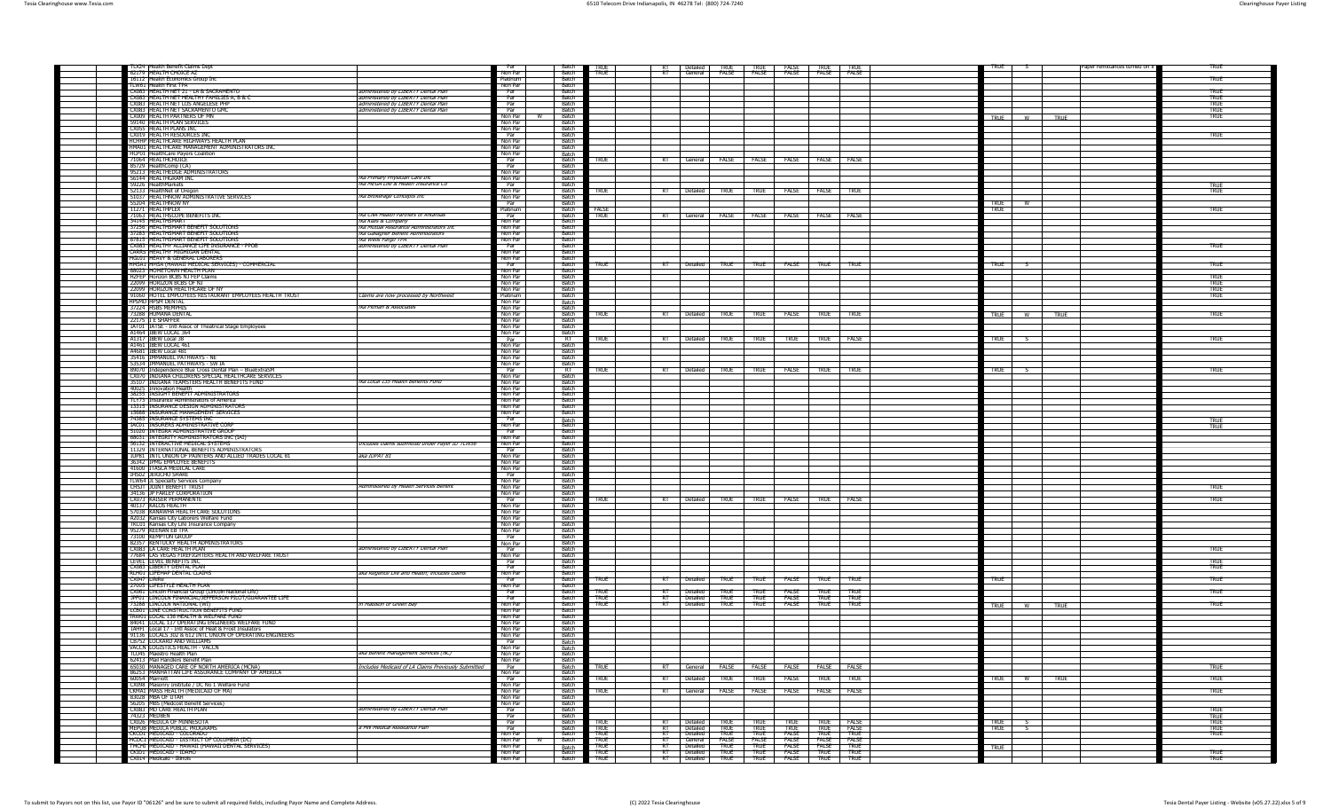| | | | | | | | | | | | | | | | | | | |
|---|---|---|---|---|---|---|---|---|---|---|---|---|---|---|---|---|---|---|
| TLX24 | Health Benefit Claims Dept | | Par | | Batch | TRUE | RT | Detailed | TRUE | TRUE | FALSE | TRUE | TRUE | TRUE | S | | Paper remittances turned off if | TRUE |
| 62179 | HEALTH CHOICE AZ | | Non Par | | Batch | TRUE | RT | General | FALSE | FALSE | FALSE | FALSE | FALSE | | | | | |
| 16112 | Health Economics Group Inc | | Platinum | | Batch | | | | | | | | | | | | | TRUE |
| HLH01 | Health First TPA | | Non Par | | Batch | | | | | | | | | | | | | |
| CX083 | HEALTH NET 21 - LA & SACRAMENTO | administered by LIBERTY Dental Plan | Par | | Batch | | | | | | | | | | | | | TRUE |
| CX083 | HEALTH NET HEALTHY FAMILIES A, B & C | administered by LIBERTY Dental Plan | Par | | Batch | | | | | | | | | | | | | TRUE |
| CX083 | HEALTH NET LOS ANGELESE PMP | administered by LIBERTY Dental Plan | Par | | Batch | | | | | | | | | | | | | TRUE |
| CX083 | HEALTH NET SACRAMENTO GMC | administered by LIBERTY Dental Plan | Par | | Batch | | | | | | | | | | | | | TRUE |
| CX009 | HEALTH PARTNERS OF MN | | Non Par | W | Batch | | | | | | | | | TRUE | W | TRUE | | TRUE |
| 39140 | HEALTH PLAN SERVICES | | Non Par | | Batch | | | | | | | | | | | | | |
| CX055 | HEALTH PLANS INC | | Non Par | | Batch | | | | | | | | | | | | | |
| CX019 | HEALTH RESOURCES INC | | Par | | Batch | | | | | | | | | | | | | TRUE |
| HCHWY | HEALTHCARE HIGHWAYS HEALTH PLAN | | Non Par | | Batch | | | | | | | | | | | | | |
| HMA01 | HEALTHCARE MANAGEMENT ADMINISTRATORS INC | | Non Par | | Batch | | | | | | | | | | | | | |
| HCP01 | HealthCare Payers Coalition | | Non Par | | Batch | | | | | | | | | | | | | |
| 71064 | HEALTHCHOICE | | Par | | Batch | TRUE | RT | General | FALSE | FALSE | FALSE | FALSE | FALSE | | | | | |
| 85729 | HealthComp (CA) | | Par | | Batch | | | | | | | | | | | | | |
| 95213 | HEALTHEDGE ADMINISTRATORS | | Non Par | | Batch | | | | | | | | | | | | | |
| 56144 | HEALTHGRAM INC | fka Primary Physician Care Inc | Non Par | | Batch | | | | | | | | | | | | | |
| 39026 | HealthMarkets | fka Mid-West Life & Health Insurance Co | Par | | Batch | | | | | | | | | | | | | TRUE |
| 52133 | HealthNet of Oregon | | Non Par | | Batch | TRUE | RT | Detailed | TRUE | TRUE | FALSE | FALSE | TRUE | | | | | TRUE |
| 51037 | HEALTHNOW ADMINISTRATIVE SERVICES | fka Brokerage Concepts Inc | Non Par | | Batch | | | | | | | | | | | | | |
| 55204 | HEALTHNOW NY | | Par | | Batch | | | | | | | | | TRUE | W | | | |
| 11271 | HEALTHPLEX | | Platinum | | Batch | FALSE | | | | | | | | TRUE | | | | TRUE |
| 71063 | HEALTHSCOPE BENEFITS INC | fka CHA Health Partners of Arkansas | Par | | Batch | TRUE | RT | General | FALSE | FALSE | FALSE | FALSE | FALSE | | | | | |
| 34145 | HEALTHSMART | fka Rubis & Company | Non Par | | Batch | | | | | | | | | | | | | |
| 37256 | HEALTHSMART BENEFIT SOLUTIONS | fka Mutual Assurance Administrators Inc | Non Par | | Batch | | | | | | | | | | | | | |
| 37283 | HEALTHSMART BENEFIT SOLUTIONS | fka Gallagher Benefit Administrators | Non Par | | Batch | | | | | | | | | | | | | |
| 87815 | HEALTHSMART BENEFIT SOLUTIONS | fka Wells Fargo TPA | Non Par | | Batch | | | | | | | | | | | | | |
| CX083 | HEALTHY ALLIANCE LIFE INSURANCE - PPOB | administered by LIBERTY Dental Plan | Par | | Batch | | | | | | | | | | | | | TRUE |
| CAHRS | HEALTHY MICHIGAN DENTAL | | Non Par | | Batch | | | | | | | | | | | | | |
| HGL01 | HEAVY & GENERAL LABORERS | | Non Par | | Batch | | | | | | | | | | | | | |
| HMSA1 | HMSA (HAWAII MEDICAL SERVICES) - COMMERCIAL | | Par | | Batch | TRUE | RT | Detailed | TRUE | TRUE | FALSE | TRUE | TRUE | TRUE | S | | | TRUE |
| 88023 | HOMETOWN HEALTH PLAN | | Non Par | | Batch | | | | | | | | | | | | | |
| HZFEP | Horizon BCBS NJ FEP Claims | | Non Par | | Batch | | | | | | | | | | | | | TRUE |
| 22099 | HORIZON BCBS OF NJ | | Non Par | | Batch | | | | | | | | | | | | | TRUE |
| 22099 | HORIZON HEALTHCARE OF NY | | Non Par | | Batch | | | | | | | | | | | | | TRUE |
| 91060 | HOTEL EMPLOYEES RESTAURANT EMPLOYEES HEALTH TRUST | Claims are now processed by Northwest | Platinum | | Batch | | | | | | | | | | | | | TRUE |
| HPSM3 | HPSM DENTAL | | Non Par | | Batch | | | | | | | | | | | | | |
| 37224 | HSBS MEMPHIS | fka Pitman & Associates | Non Par | | Batch | | | | | | | | | | | | | |
| 73288 | HUMANA DENTAL | | Non Par | | Batch | TRUE | RT | Detailed | TRUE | TRUE | FALSE | TRUE | TRUE | TRUE | W | TRUE | | TRUE |
| 22175 | I E SHAFFER | | Non Par | | Batch | | | | | | | | | | | | | |
| IAT01 | IATSE - Intl Assoc of Theatrical Stage Employees | | Non Par | | Batch | | | | | | | | | | | | | |
| A1464 | IBEW LOCAL 364 | | Non Par | | Batch | | | | | | | | | | | | | |
| A1317 | IBEW Local 38 | | Par | | RT | TRUE | RT | Detailed | TRUE | TRUE | TRUE | TRUE | FALSE | TRUE | S | | | TRUE |
| A1461 | IBEW LOCAL 461 | | Non Par | | Batch | | | | | | | | | | | | | |
| A4481 | IBEW Local 481 | | Non Par | | Batch | | | | | | | | | | | | | |
| 35416 | IMMANUEL PATHWAYS - NE | | Non Par | | Batch | | | | | | | | | | | | | |
| 53534 | IMMANUEL PATHWAYS - SW IA | | Non Par | | Batch | | | | | | | | | | | | | |
| 89070 | Independence Blue Cross Dental Plan – BlueExtraSM | | Par | | RT | TRUE | RT | Detailed | TRUE | TRUE | FALSE | TRUE | TRUE | TRUE | S | | | TRUE |
| CX070 | INDIANA CHILDRENS SPECIAL HEALTHCARE SERVICES | | Non Par | | Batch | | | | | | | | | | | | | |
| 35107 | INDIANA TEAMSTERS HEALTH BENEFITS FUND | fka Local 135 Health Benefits Fund | Non Par | | Batch | | | | | | | | | | | | | |
| 40025 | Innovation Health | | Non Par | | Batch | | | | | | | | | | | | | |
| 38255 | INSIGHT BENEFIT ADMINISTRATORS | | Non Par | | Batch | | | | | | | | | | | | | |
| TLX73 | Insurance Administrators of America | | Non Par | | Batch | | | | | | | | | | | | | |
| 13315 | INSURANCE DESIGN ADMINISTRATORS | | Non Par | | Batch | | | | | | | | | | | | | |
| 19888 | INSURANCE MANAGEMENT SERVICES | | Non Par | | Batch | | | | | | | | | | | | | |
| 74985 | INSURANCE SYSTEMS INC | | Par | | Batch | | | | | | | | | | | | | TRUE |
| IAC01 | INSURERS ADMINISTRATIVE CORP | | Non Par | | Batch | | | | | | | | | | | | | TRUE |
| 51020 | INTEGRA ADMINISTRATIVE GROUP | | Par | | Batch | | | | | | | | | | | | | |
| 88031 | INTEGRITY ADMINISTRATORS INC (SAT) | | Non Par | | Batch | | | | | | | | | | | | | |
| 98152 | INTERACTIVE MEDICAL SYSTEMS | Includes claims submitted under Payer ID TLX56 | Non Par | | Batch | | | | | | | | | | | | | |
| 11329 | INTERNATIONAL BENEFITS ADMINISTRATORS | | Par | | Batch | | | | | | | | | | | | | |
| IUP81 | INTL UNION OF PAINTERS AND ALLIED TRADES LOCAL 81 | aka IUPAT 81 | Non Par | | Batch | | | | | | | | | | | | | |
| 36342 | IPMG EMPLOYEE BENEFITS | | Non Par | | Batch | | | | | | | | | | | | | |
| 41600 | ITASCA MEDICAL CARE | | Non Par | | Batch | | | | | | | | | | | | | |
| JHS02 | JERICHO SHARE | | Par | | Batch | | | | | | | | | | | | | |
| TLW64 | JS Specialty Services Company | | Non Par | | Batch | | | | | | | | | | | | | |
| CHS37 | JOINT BENEFIT TRUST | administered by Health Services Benefit | Non Par | | Batch | | | | | | | | | | | | | TRUE |
| 34136 | JP FARLEY CORPORATION | | Non Par | | Batch | | | | | | | | | | | | | |
| CX073 | KAISER PERMANENTE | | Par | | Batch | TRUE | RT | Detailed | TRUE | TRUE | FALSE | TRUE | FALSE | | | | | TRUE |
| 40137 | KALOS HEALTH | | Non Par | | Batch | | | | | | | | | | | | | |
| 57638 | KANAWHA HEALTH CARE SOLUTIONS | | Non Par | | Batch | | | | | | | | | | | | | |
| 82032 | Kansas City Laborers Welfare Fund | | Non Par | | Batch | | | | | | | | | | | | | |
| TKC01 | Kansas City Life Insurance Company | | Non Par | | Batch | | | | | | | | | | | | | |
| 95279 | KEENAN EB TPA | | Non Par | | Batch | | | | | | | | | | | | | |
| 73100 | KEMPTON GROUP | | Par | | Batch | | | | | | | | | | | | | |
| 82357 | KENTUCKY HEALTH ADMINISTRATORS | | Non Par | | Batch | | | | | | | | | | | | | |
| CX083 | LA CARE HEALTH PLAN | administered by LIBERTY Dental Plan | Par | | Batch | | | | | | | | | | | | | TRUE |
| 77684 | LAS VEGAS FIREFIGHTERS HEALTH AND WELFARE TRUST | | Non Par | | Batch | | | | | | | | | | | | | |
| LEVEL | LEVEL BENEFITS INC | | Par | | Batch | | | | | | | | | | | | | TRUE |
| CX083 | LIBERTY DENTAL PLAN | | Par | | Batch | | | | | | | | | | | | | TRUE |
| RGN01 | LIFEMAP DENTAL CLAIMS | aka Regence Life and Health; Includes claims | Non Par | | Batch | | | | | | | | | | | | | |
| CX047 | LifeRx | | Par | | Batch | TRUE | RT | Detailed | TRUE | TRUE | FALSE | TRUE | TRUE | TRUE | | | | TRUE |
| 27005 | LIFESTYLE HEALTH PLAN | | Non Par | | Batch | | | | | | | | | | | | | |
| CX081 | Lincoln Financial Group (Lincoln National Life) | | Par | | Batch | TRUE | RT | Detailed | TRUE | TRUE | FALSE | TRUE | TRUE | | | | | |
| 94F01 | LINCOLN FINANCIAL/JEFFERSON PILOT/GUARANTEE LIFE | | Par | | Batch | TRUE | RT | Detailed | TRUE | TRUE | FALSE | TRUE | TRUE | | | | | |
| 73288 | LINCOLN NATIONAL (HH) | on Humana or Green Bay | Non Par | | Batch | TRUE | RT | Detailed | TRUE | TRUE | FALSE | TRUE | TRUE | TRUE | W | TRUE | | TRUE |
| LCB01 | LINE CONSTRUCTION BENEFITS FUND | | Non Par | | Batch | | | | | | | | | | | | | |
| TRW01 | LOCAL 138 HEALTH & WELFARE FUND | | Non Par | | Batch | | | | | | | | | | | | | |
| 84041 | LOCAL 137 OPERATING ENGINEERS WELFARE FUND | | Non Par | | Batch | | | | | | | | | | | | | |
| TIH41 | Local 17 - Intl Assoc of Heat & Frost Insulators | | Non Par | | Batch | | | | | | | | | | | | | |
| 91136 | LOCALS 302 & 612 INTL UNION OF OPERATING ENGINEERS | | Non Par | | Batch | | | | | | | | | | | | | |
| CB752 | LOCKARD AND WILLIAMS | | Par | | Batch | | | | | | | | | | | | | |
| VACCN | LOGISTICS HEALTH - VACCN | | Non Par | | Batch | | | | | | | | | | | | | |
| TLC45 | Maestro Health Plan | aka Benefit Management Services (NC) | Non Par | | Batch | | | | | | | | | | | | | |
| 62413 | Mail Handlers Benefit Plan | | Non Par | | Batch | | | | | | | | | | | | | |
| 65030 | MANAGED CARE OF NORTH AMERICA (MCNA) | Includes Medicaid of LA Claims Previously Submitted | Par | | Batch | TRUE | RT | General | FALSE | FALSE | FALSE | FALSE | FALSE | | | | | TRUE |
| 86253 | MANHATTAN LIFE ASSURANCE COMPANY OF AMERICA | | Non Par | | Batch | | | | | | | | | | | | | |
| 60054 | Marriott | | Par | | Batch | TRUE | RT | Detailed | TRUE | TRUE | FALSE | TRUE | TRUE | TRUE | W | TRUE | | TRUE |
| CX098 | Masonry Institute / DC No 1 Welfare Fund | | Non Par | | Batch | | | | | | | | | | | | | |
| CKMA1 | MASS HEALTH (MEDICAID OF MA) | | Non Par | | Batch | TRUE | RT | General | FALSE | FALSE | FALSE | FALSE | FALSE | | | | | |
| 83028 | MBA OF UTAH | | Non Par | | Batch | | | | | | | | | | | | | |
| 56205 | MBS (Medcost Benefit Services) | | Non Par | | Batch | | | | | | | | | | | | | |
| CX083 | MD CARE HEALTH PLAN | administered by LIBERTY Dental Plan | Par | | Batch | | | | | | | | | | | | | TRUE |
| 74323 | MEDBEN | | Par | | Batch | | | | | | | | | | | | | TRUE |
| CX026 | MEDICA OF MINNESOTA | | Par | | Batch | TRUE | RT | Detailed | TRUE | TRUE | TRUE | TRUE | FALSE | TRUE | S | | | TRUE |
| MDP08 | MEDICA PUBLIC PROGRAMS | a PHI Medical Assistance Plan | Par | | Batch | TRUE | RT | Detailed | TRUE | TRUE | TRUE | TRUE | FALSE | TRUE | S | | | TRUE |
| CKCO1 | MEDICAID - COLORADO | | Non Par | | Batch | TRUE | RT | Detailed | TRUE | TRUE | FALSE | TRUE | TRUE | | | | | |
| MCDC1 | MEDICAID - DISTRICT OF COLUMBIA (DC) | | Non Par | W | Batch | TRUE | RT | General | FALSE | FALSE | FALSE | FALSE | FALSE | | | | | |
| TMCHI | MEDICAID - HAWAII (HAWAII DENTAL SERVICES) | | Non Par | | Batch | TRUE | RT | Detailed | TRUE | TRUE | FALSE | FALSE | TRUE | TRUE | | | | |
| CKID1 | MEDICAID - IDAHO | | Non Par | | Batch | TRUE | RT | Detailed | TRUE | TRUE | FALSE | TRUE | TRUE | | | | | TRUE |
| CX014 | Medicaid - Illinois | | Non Par | | Batch | TRUE | RT | Detailed | TRUE | TRUE | FALSE | TRUE | TRUE | | | | | TRUE |

To submit to Payors not on this list, use Payor ID "06126" and be sure to submit all required fields, including Payor Name and Complete Address.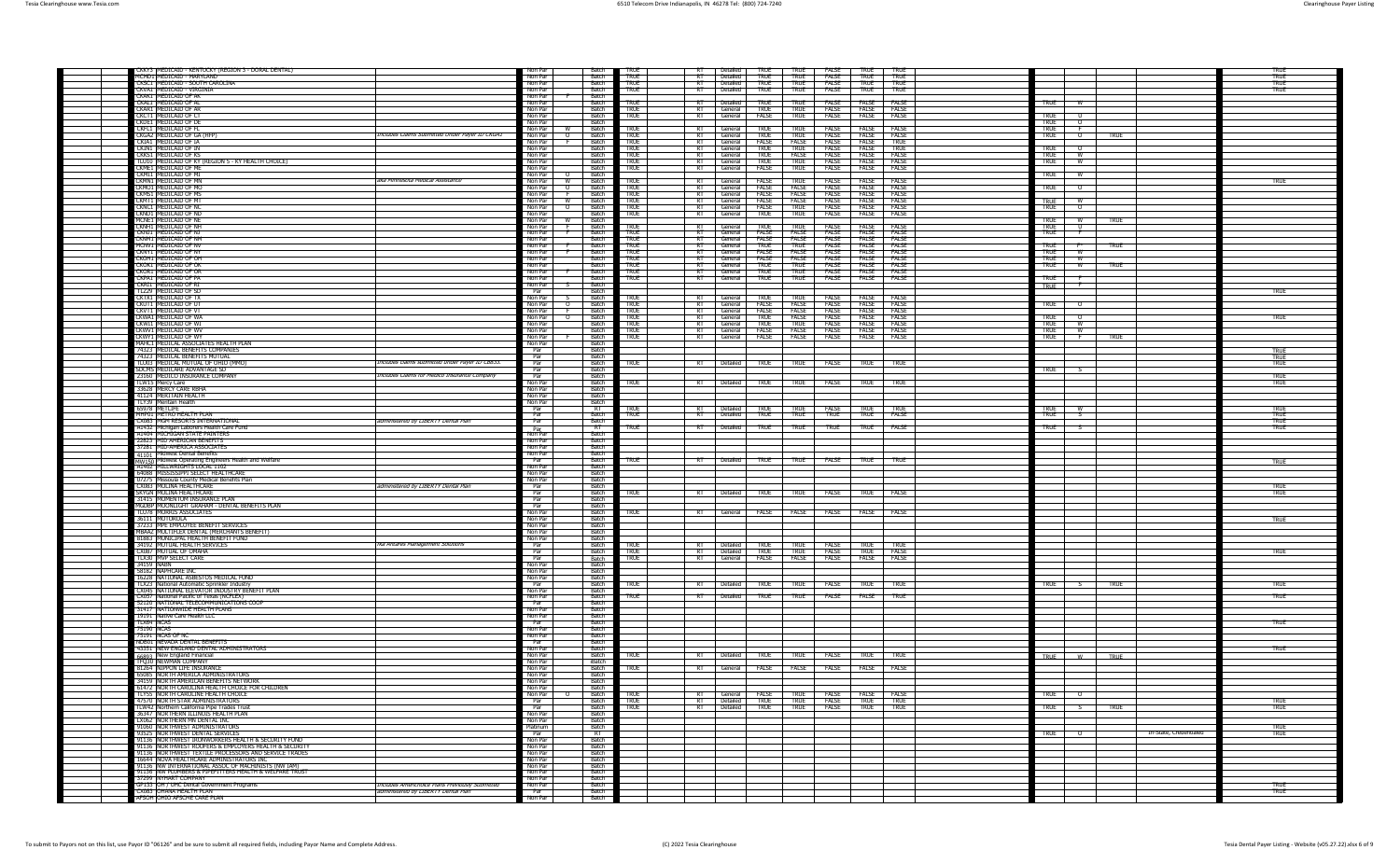| | | | | | | | | | | | | | | | | | | |
|---|---|---|---|---|---|---|---|---|---|---|---|---|---|---|---|---|---|---|
| CKKY3 | MEDICAID - KENTUCKY (REGION 3 - DORAL DENTAL) | | Non Par | | Batch | TRUE | RT | Detailed | TRUE | TRUE | FALSE | TRUE | TRUE | | | | | TRUE |
| MCRD1 | MEDICAID - MARYLAND | | Non Par | | Batch | TRUE | RT | Detailed | TRUE | TRUE | FALSE | TRUE | TRUE | | | | | TRUE |
| CKSC1 | MEDICAID - SOUTH CAROLINA | | Non Par | | Batch | TRUE | RT | Detailed | TRUE | TRUE | FALSE | TRUE | TRUE | | | | | TRUE |
| CKVA1 | MEDICAID - VIRGINIA | | Non Par | | Batch | TRUE | RT | Detailed | TRUE | TRUE | FALSE | TRUE | TRUE | | | | | TRUE |
| CKAK1 | MEDICAID OF AK | | Non Par | F | Batch | | | | | | | | | | | | | |
| CKAL1 | MEDICAID OF AL | | Non Par | | Batch | TRUE | RT | Detailed | TRUE | TRUE | FALSE | FALSE | FALSE | TRUE | W | | | |
| CKAR1 | MEDICAID OF AR | | Non Par | | Batch | TRUE | RT | General | TRUE | TRUE | FALSE | FALSE | FALSE | | | | | |
| CKCT1 | MEDICAID OF CT | | Non Par | | Batch | TRUE | RT | General | FALSE | TRUE | FALSE | FALSE | FALSE | TRUE | O | | | |
| CKDE1 | MEDICAID OF DE | | Non Par | | Batch | | | | | | | | | TRUE | O | | | |
| CKFL1 | MEDICAID OF FL | | Non Par | W | Batch | TRUE | RT | General | TRUE | TRUE | FALSE | FALSE | FALSE | TRUE | F | | | |
| CKGA2 | MEDICAID OF GA (HFP) | Includes Claims Submitted Under Payer ID CKGA1 | Non Par | O | Batch | TRUE | RT | General | TRUE | TRUE | FALSE | FALSE | FALSE | TRUE | O | TRUE | | |
| CKIA1 | MEDICAID OF IA | | Non Par | F | Batch | TRUE | RT | General | FALSE | TRUE | FALSE | FALSE | TRUE | | | | | |
| CKIN1 | MEDICAID OF IN | | Non Par | | Batch | TRUE | RT | General | TRUE | TRUE | FALSE | FALSE | TRUE | TRUE | O | | | |
| CKKS1 | MEDICAID OF KS | | Non Par | | Batch | TRUE | RT | General | TRUE | FALSE | FALSE | FALSE | FALSE | TRUE | W | | | |
| TLD10 | MEDICAID OF KY (REGION 5 - KY HEALTH CHOICE) | | Non Par | | Batch | TRUE | RT | General | TRUE | TRUE | FALSE | FALSE | FALSE | TRUE | W | | | |
| CKME1 | MEDICAID OF ME | | Non Par | | Batch | TRUE | RT | General | FALSE | TRUE | FALSE | FALSE | FALSE | | | | | |
| CKMI1 | MEDICAID OF MI | | Non Par | O | Batch | | | | | | | | | TRUE | W | | | |
| CKMN1 | MEDICAID OF MN | aka Minnesota Medical Assistance | Non Par | W | Batch | TRUE | RT | General | FALSE | TRUE | FALSE | FALSE | FALSE | | | | | TRUE |
| CKMO1 | MEDICAID OF MO | | Non Par | O | Batch | TRUE | RT | General | FALSE | FALSE | FALSE | FALSE | FALSE | TRUE | O | | | |
| CKMS1 | MEDICAID OF MS | | Non Par | F | Batch | TRUE | RT | General | FALSE | FALSE | FALSE | FALSE | FALSE | | | | | |
| CKMT1 | MEDICAID OF MT | | Non Par | W | Batch | TRUE | RT | General | FALSE | FALSE | FALSE | FALSE | FALSE | TRUE | W | | | |
| CKNC1 | MEDICAID OF NC | | Non Par | O | Batch | TRUE | RT | General | FALSE | TRUE | FALSE | FALSE | FALSE | TRUE | O | | | |
| CKND1 | MEDICAID OF ND | | Non Par | | Batch | TRUE | RT | General | TRUE | TRUE | FALSE | FALSE | FALSE | | | | | |
| MCNE1 | MEDICAID OF NE | | Non Par | W | Batch | | | | | | | | | TRUE | W | TRUE | | |
| CKNH1 | MEDICAID OF NH | | Non Par | F | Batch | TRUE | RT | General | TRUE | TRUE | FALSE | FALSE | FALSE | TRUE | O | | | |
| CKNJ1 | MEDICAID OF NJ | | Non Par | F | Batch | TRUE | RT | General | FALSE | FALSE | FALSE | FALSE | FALSE | TRUE | F | | | |
| CKNM1 | MEDICAID OF NM | | Non Par | | Batch | TRUE | RT | General | FALSE | TRUE | FALSE | FALSE | FALSE | | | | | |
| MCNV1 | MEDICAID OF NV | | Non Par | F | Batch | TRUE | RT | General | TRUE | TRUE | FALSE | FALSE | FALSE | TRUE | F* | TRUE | | |
| CKNY1 | MEDICAID OF NY | | Non Par | F | Batch | TRUE | RT | General | FALSE | FALSE | FALSE | FALSE | FALSE | TRUE | W | | | |
| CKOH1 | MEDICAID OF OH | | Non Par | | Batch | TRUE | RT | General | FALSE | TRUE | FALSE | FALSE | FALSE | TRUE | W | | | |
| CKOK1 | MEDICAID OF OK | | Non Par | | Batch | TRUE | RT | General | TRUE | TRUE | FALSE | FALSE | FALSE | TRUE | W | TRUE | | |
| CKOR1 | MEDICAID OF OR | | Non Par | F | Batch | TRUE | RT | General | TRUE | TRUE | FALSE | FALSE | FALSE | | | | | |
| CKPA1 | MEDICAID OF PA | | Non Par | | Batch | TRUE | RT | General | TRUE | TRUE | FALSE | FALSE | FALSE | TRUE | F | | | |
| CKRI1 | MEDICAID OF RI | | Non Par | S | Batch | | | | | | | | | TRUE | F | | | |
| TLZ29 | MEDICAID OF SD | | Par | | Batch | | | | | | | | | | | | | TRUE |
| CKTX1 | MEDICAID OF TX | | Non Par | S | Batch | TRUE | RT | General | TRUE | TRUE | FALSE | FALSE | FALSE | | | | | |
| CKUT1 | MEDICAID OF UT | | Non Par | O | Batch | TRUE | RT | General | FALSE | FALSE | FALSE | FALSE | FALSE | TRUE | O | | | |
| CKVT1 | MEDICAID OF VT | | Non Par | F | Batch | TRUE | RT | General | FALSE | FALSE | FALSE | FALSE | FALSE | | | | | |
| CKWA1 | MEDICAID OF WA | | Non Par | O | Batch | TRUE | RT | General | FALSE | FALSE | FALSE | FALSE | FALSE | TRUE | O | | | TRUE |
| CKWI1 | MEDICAID OF WI | | Non Par | | Batch | TRUE | RT | General | TRUE | TRUE | FALSE | FALSE | FALSE | TRUE | W | | | |
| CKWV1 | MEDICAID OF WV | | Non Par | | Batch | TRUE | RT | General | FALSE | FALSE | FALSE | FALSE | FALSE | TRUE | W | | | |
| CKWY1 | MEDICAID OF WY | | Non Par | F | Batch | TRUE | RT | General | FALSE | FALSE | FALSE | FALSE | FALSE | TRUE | F | TRUE | | |
| MAHC1 | MEDICAL ASSOCIATES HEALTH PLAN | | Non Par | | Batch | | | | | | | | | | | | | |
| 74323 | MEDICAL BENEFITS COMPANIES | | Par | | Batch | | | | | | | | | | | | | TRUE |
| 74323 | MEDICAL BENEFITS MUTUAL | | Par | | Batch | | | | | | | | | | | | | TRUE |
| TLD01 | MEDICAL MUTUAL OF OHIO (MMO) | Includes Claims Submitted Under Payer ID CB833. | Par | | Batch | TRUE | RT | Detailed | TRUE | TRUE | FALSE | TRUE | TRUE | | | | | TRUE |
| SDCMS | MEDICARE ADVANTAGE SD | | Par | | Batch | | | | | | | | | TRUE | S | | | |
| 23180 | MEDICO INSURANCE COMPANY | Includes Claims for Medico Insurance Company | Par | | Batch | | | | | | | | | | | | | TRUE |
| TLW15 | Mercy Care | | Non Par | | Batch | TRUE | RT | Detailed | TRUE | TRUE | FALSE | TRUE | TRUE | | | | | TRUE |
| 33628 | MERCY CARE RBHA | | Non Par | | Batch | | | | | | | | | | | | | |
| 41124 | MERITAIN HEALTH | | Non Par | | Batch | | | | | | | | | | | | | |
| TLY39 | Meridian Health | | Non Par | | Batch | | | | | | | | | | | | | |
| 65978 | METLIFE | | Par | | RT | TRUE | RT | Detailed | TRUE | TRUE | FALSE | TRUE | TRUE | TRUE | W | | | TRUE |
| MMP01 | METRO HEALTH PLAN | | Par | | Batch | TRUE | RT | Detailed | TRUE | TRUE | TRUE | TRUE | FALSE | TRUE | S | | | TRUE |
| CX083 | MGM RESORTS INTERNATIONAL | administered by LIBERTY Dental Plan | Par | | Batch | | | | | | | | | | | | | TRUE |
| 40432 | Michigan Laborers Health Care Fund | | Par | | RT | TRUE | RT | Detailed | TRUE | TRUE | TRUE | TRUE | FALSE | TRUE | S | | | TRUE |
| 41404 | MICHIGAN STATE PAINTERS | | Non Par | | Batch | | | | | | | | | | | | | |
| 22823 | MID AMERICAN BENEFITS | | Non Par | | Batch | | | | | | | | | | | | | |
| 37281 | MID-AMERICA ASSOCIATES | | Non Par | | Batch | | | | | | | | | | | | | |
| 41101 | Midwest Dental Benefits | | Non Par | | Batch | | | | | | | | | | | | | |
| MW150 | Midwest Operating Engineers Health and Welfare | | Par | | Batch | TRUE | RT | Detailed | TRUE | TRUE | FALSE | TRUE | TRUE | | | | | |
| 41402 | MILLWRIGHTS LOCAL 1102 | | Non Par | | Batch | | | | | | | | | | | | | TRUE |
| 64088 | MISSISSIPPI SELECT HEALTHCARE | | Non Par | | Batch | | | | | | | | | | | | | |
| 07275 | Missoula County Medical Benefits Plan | | Non Par | | Batch | | | | | | | | | | | | | |
| CX083 | MOLINA HEALTHCARE | administered by LIBERTY Dental Plan | Par | | Batch | | | | | | | | | | | | | TRUE |
| SKYGN | MOLINA HEALTHCARE | | Par | | Batch | TRUE | RT | Detailed | TRUE | TRUE | FALSE | TRUE | FALSE | | | | | TRUE |
| 31415 | MOMENTUM INSURANCE PLAN | | Par | | Batch | | | | | | | | | | | | | |
| MGDBP | MOONLIGHT GRAHAM - DENTAL BENEFITS PLAN | | Par | | Batch | | | | | | | | | | | | | |
| TLD78 | MORRIS ASSOCIATES | | Non Par | | Batch | TRUE | RT | General | FALSE | FALSE | FALSE | FALSE | FALSE | | | | | |
| 36111 | MOTOROLA | | Non Par | | Batch | | | | | | | | | | | | | TRUE |
| 37233 | MPE EMPLOYEE BENEFIT SERVICES | | Non Par | | Batch | | | | | | | | | | | | | |
| MBAA2 | MULTIPLEX DENTAL (MERCHANTS BENEFIT) | | Non Par | | Batch | | | | | | | | | | | | | |
| 81883 | MUNICIPAL HEALTH BENEFIT FUND | | Non Par | | Batch | | | | | | | | | | | | | |
| 34192 | MUTUAL HEALTH SERVICES | fka Antares Management Solutions | Par | | Batch | TRUE | RT | Detailed | TRUE | TRUE | FALSE | TRUE | TRUE | | | | | |
| CX087 | MUTUAL OF OMAHA | | Par | | Batch | TRUE | RT | Detailed | TRUE | TRUE | FALSE | TRUE | FALSE | | | | | TRUE |
| TLX30 | MVP SELECT CARE | | Par | | Batch | TRUE | RT | General | FALSE | FALSE | FALSE | FALSE | FALSE | | | | | |
| 34159 | NABN | | Non Par | | Batch | | | | | | | | | | | | | |
| 58182 | NAPHCARE INC. | | Non Par | | Batch | | | | | | | | | | | | | |
| 16228 | NATIONAL ASBESTOS MEDICAL FUND | | Non Par | | Batch | | | | | | | | | | | | | |
| TLX23 | National Automatic Sprinkler Industry | | Par | | Batch | TRUE | RT | Detailed | TRUE | TRUE | FALSE | TRUE | TRUE | TRUE | S | TRUE | | |
| CX045 | NATIONAL ELEVATOR INDUSTRY BENEFIT PLAN | | Non Par | | Batch | | | | | | | | | | | | | |
| CX057 | National Pacific of Texas (NCFLEX) | | Non Par | | Batch | TRUE | RT | Detailed | TRUE | TRUE | FALSE | FALSE | TRUE | | | | | TRUE |
| 52220 | NATIONAL TELECOMMUNICATIONS COOP | | Par | | Batch | | | | | | | | | | | | | |
| 31417 | NATIONWIDE HEALTH PLANS | | Non Par | | Batch | | | | | | | | | | | | | |
| 19191 | Native Care Health LLC | | Non Par | | Batch | | | | | | | | | | | | | |
| TLX84 | NCAS | | Par | | Batch | | | | | | | | | | | | | TRUE |
| 75190 | NCAS | | Non Par | | Batch | | | | | | | | | | | | | |
| 75191 | NCAS OF NC | | Non Par | | Batch | | | | | | | | | | | | | |
| NDB01 | NEVADA DENTAL BENEFITS | | Par | | Batch | | | | | | | | | | | | | |
| 43351 | NEW ENGLAND DENTAL ADMINISTRATORS | | Non Par | | Batch | | | | | | | | | | | | | TRUE |
| 66893 | New England Financial | | Non Par | | Batch | TRUE | RT | Detailed | TRUE | TRUE | FALSE | TRUE | TRUE | TRUE | W | TRUE | | |
| TFQ10 | NEWMAN COMPANY | | Non Par | | Batch | | | | | | | | | | | | | |
| 81264 | NIPPON LIFE INSURANCE | | Non Par | | Batch | TRUE | RT | General | FALSE | FALSE | FALSE | FALSE | FALSE | | | | | |
| 65085 | NORTH AMERICA ADMINISTRATORS | | Non Par | | Batch | | | | | | | | | | | | | |
| 34159 | NORTH AMERICAN BENEFITS NETWORK | | Non Par | | Batch | | | | | | | | | | | | | |
| 61472 | NORTH CAROLINA HEALTH CHOICE FOR CHILDREN | | Non Par | | Batch | | | | | | | | | | | | | |
| TLY55 | NORTH CAROLINE HEALTH CHOICE | | Non Par | O | Batch | TRUE | RT | General | FALSE | TRUE | FALSE | FALSE | FALSE | TRUE | O | | | |
| 47570 | NORTH STAR ADMINISTRATORS | | Par | | Batch | TRUE | RT | Detailed | TRUE | TRUE | FALSE | TRUE | TRUE | | | | | TRUE |
| TLW42 | Northern California Pipe Trades Trust | | Par | | Batch | TRUE | RT | Detailed | TRUE | TRUE | FALSE | TRUE | TRUE | TRUE | S | TRUE | | TRUE |
| 36347 | NORTHERN ILLINOIS HEALTH PLAN | | Non Par | | Batch | | | | | | | | | | | | | |
| CX062 | NORTHERN MN DENTAL INC | | Non Par | | Batch | | | | | | | | | | | | | |
| 91060 | NORTHWEST ADMINISTRATORS | | Platinum | | Batch | | | | | | | | | | | | | TRUE |
| 93525 | NORTHWEST DENTAL SERVICES | | Par | | RT | | | | | | | | | TRUE | O | | In-State, Credentialed | TRUE |
| 91136 | NORTHWEST IRONWORKERS HEALTH & SECURITY FUND | | Non Par | | Batch | | | | | | | | | | | | | |
| 91136 | NORTHWEST ROOFERS & EMPLOYERS HEALTH & SECURITY | | Non Par | | Batch | | | | | | | | | | | | | |
| 91136 | NORTHWEST TEXTILE PROCESSORS AND SERVICE TRADES | | Non Par | | Batch | | | | | | | | | | | | | |
| 16644 | NOVA HEALTHCARE ADMINISTRATORS INC | | Non Par | | Batch | | | | | | | | | | | | | |
| 91136 | NW INTERNATIONAL ASSOC OF MACHINISTS (NW IAM) | | Non Par | | Batch | | | | | | | | | | | | | |
| 91136 | NW PLUMBERS & PIPEFITTERS HEALTH & WELFARE TRUST | | Non Par | | Batch | | | | | | | | | | | | | |
| 37259 | NYHART COMPANY | | Non Par | | Batch | | | | | | | | | | | | | |
| OP133 | OH / OPC Dental Government Programs | Includes AmeriChoice Plans Previously Submitted | Non Par | | Batch | | | | | | | | | | | | | TRUE |
| CX083 | OHANA HEALTH PLAN | administered by LIBERTY Dental Plan | Par | | Batch | | | | | | | | | | | | | TRUE |
| AFSCM | OHIO AFSCME CARE PLAN | | Non Par | | Batch | | | | | | | | | | | | | |

To submit to Payors not on this list, use Payor ID "06126" and be sure to submit all required fields, including Payor Name and Complete Address.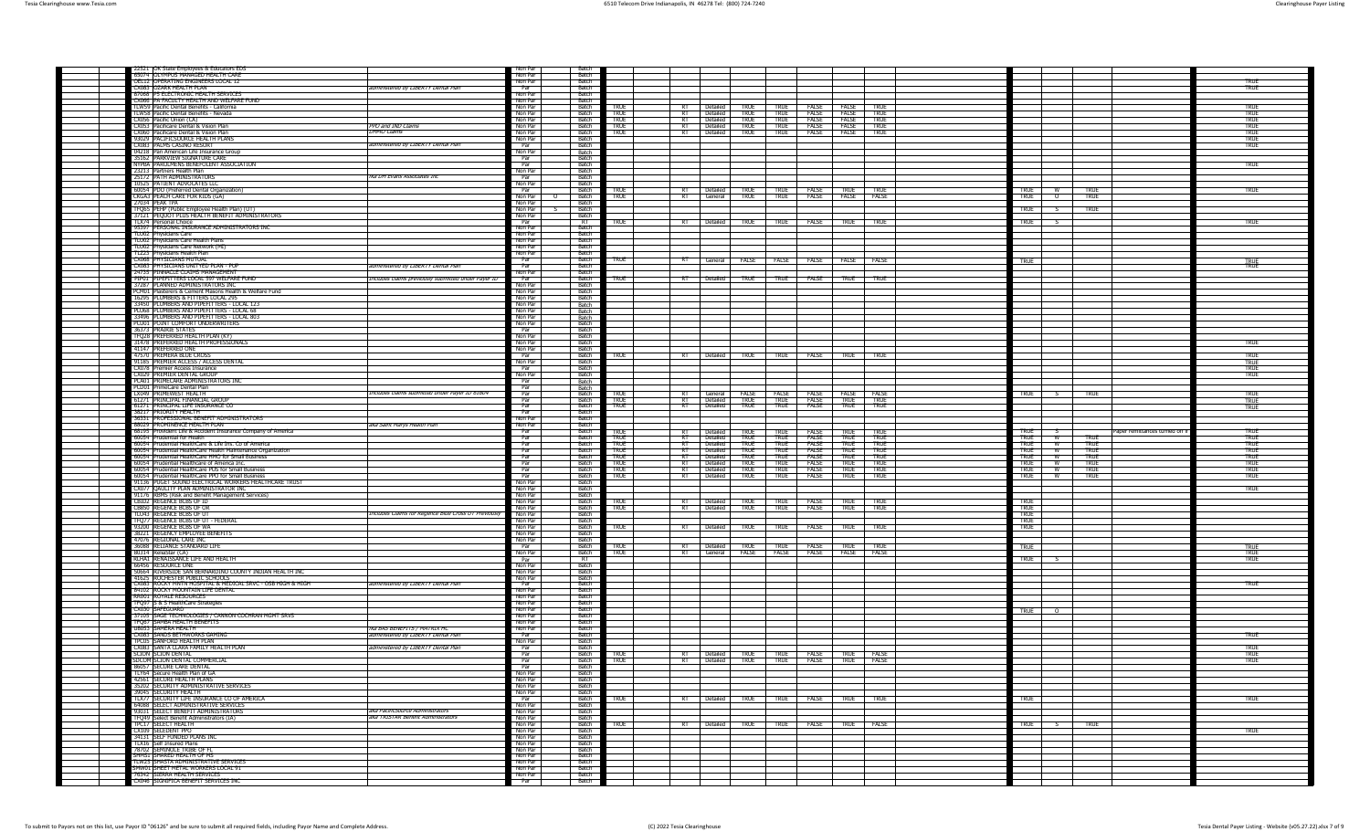| Payer ID | Payer Name | Notes | Par/Non Par | | Type | | | | | | | | | | | | | | |
|---|---|---|---|---|---|---|---|---|---|---|---|---|---|---|---|---|---|---|---|
| 22521 | OK State Employees & Educators EOS | | Non Par | | Batch | | | | | | | | | | | | | | |
| 88074 | OLYMPUS MANAGED HEALTH CARE | | Non Par | | Batch | | | | | | | | | | | | | | |
| OE112 | OPERATING ENGINEERS LOCAL 12 | | Non Par | | Batch | | | | | | | | | | | | | | TRUE |
| CX083 | OZARK HEALTH PLAN | administered by LIBERTY Dental Plan | Par | | Batch | | | | | | | | | | | | | | TRUE |
| 87068 | P5 ELECTRONIC HEALTH SERVICES | | Non Par | | Batch | | | | | | | | | | | | | | |
| CX066 | PA FACULTY HEALTH AND WELFARE FUND | | Non Par | | Batch | | | | | | | | | | | | | | |
| TLW59 | Pacific Dental Benefits - California | | Non Par | | Batch | TRUE | RT | Detailed | TRUE | TRUE | FALSE | FALSE | TRUE | | | | | | TRUE |
| TLW58 | Pacific Dental Benefits - Nevada | | Non Par | | Batch | TRUE | RT | Detailed | TRUE | TRUE | FALSE | FALSE | TRUE | | | | | | TRUE |
| CX056 | Pacific Union (CA) | | Non Par | | Batch | TRUE | RT | Detailed | TRUE | TRUE | FALSE | FALSE | TRUE | | | | | | TRUE |
| CX061 | Pacificare Dental & Vision Plan | PPO and IND Claims | Non Par | | Batch | TRUE | RT | Detailed | TRUE | TRUE | FALSE | FALSE | TRUE | | | | | | TRUE |
| CX060 | Pacificare Dental & Vision Plan | DHMO Claims | Non Par | | Batch | TRUE | RT | Detailed | TRUE | TRUE | FALSE | FALSE | TRUE | | | | | | TRUE |
| 93029 | PACIFICSOURCE HEALTH PLANS | | Non Par | | Batch | | | | | | | | | | | | | | TRUE |
| CX083 | PALMS CASINO RESORT | administered by LIBERTY Dental Plan | Par | | Batch | | | | | | | | | | | | | | TRUE |
| 59218 | Pan American Life Insurance Group | | Non Par | | Batch | | | | | | | | | | | | | | |
| 35162 | PARKVIEW SIGNATURE CARE | | Par | | Batch | | | | | | | | | | | | | | |
| NYPBA | PAROLMENS BENEVOLENT ASSOCIATION | | Par | | Batch | | | | | | | | | | | | | | TRUE |
| 23213 | Partners Health Plan | | Non Par | | Batch | | | | | | | | | | | | | | |
| 25172 | PATH ADMINISTRATORS | fka GM Evans Associates Inc | Par | | Batch | | | | | | | | | | | | | | |
| 10525 | PATIENT ADVOCATES LLC | | Non Par | | Batch | | | | | | | | | | | | | | |
| 60054 | PDO (Preferred Dental Organization) | | Par | | Batch | TRUE | RT | Detailed | TRUE | TRUE | FALSE | TRUE | TRUE | | TRUE | W | TRUE | | TRUE |
| CXGA3 | PEACH CARE FOR KIDS (GA) | | Non Par | O | Batch | TRUE | RT | General | TRUE | TRUE | FALSE | FALSE | FALSE | | TRUE | O | TRUE | | |
| 27034 | PEAK TPA | | Non Par | | Batch | | | | | | | | | | | | | | |
| TFQ65 | PEHP (Public Employee Health Plan) (UT) | | Non Par | S | Batch | | | | | | | | | | TRUE | S | TRUE | | |
| 37121 | PEQUOT PLUS HEALTH BENEFIT ADMINISTRATORS | | Non Par | | Batch | | | | | | | | | | | | | | |
| TLX74 | Personal Choice | | Par | | RT | TRUE | RT | Detailed | TRUE | TRUE | FALSE | TRUE | TRUE | | TRUE | S | | | TRUE |
| 95397 | PERSONAL INSURANCE ADMINISTRATORS INC | | Non Par | | Batch | | | | | | | | | | | | | | |
| TLD02 | Physicians Care | | Non Par | | Batch | | | | | | | | | | | | | | |
| TLD02 | Physicians Care Health Plans | | Non Par | | Batch | | | | | | | | | | | | | | |
| TLD02 | Physicians Care Network (PIE) | | Non Par | | Batch | | | | | | | | | | | | | | |
| TL225 | Physicians Health Plan | | Non Par | | Batch | | | | | | | | | | | | | | |
| CX088 | PHYSICIANS MUTUAL | | Par | | Batch | TRUE | RT | General | FALSE | FALSE | FALSE | FALSE | FALSE | | TRUE | | | | TRUE |
| CX083 | PHYSICIANS UNITED PLAN - PUP | administered by LIBERTY Dental Plan | Par | | Batch | | | | | | | | | | | | | | TRUE |
| 24735 | PINNACLE CLAIMS MANAGEMENT | | Non Par | | Batch | | | | | | | | | | | | | | |
| PIP01 | PIPEFITTERS LOCAL 597 WELFARE FUND | Includes claims previously submitted under Payer ID | Par | | Batch | TRUE | RT | Detailed | TRUE | TRUE | FALSE | TRUE | TRUE | | | | | | |
| 37287 | PLANNED ADMINISTRATORS INC | | Non Par | | Batch | | | | | | | | | | | | | | |
| PCM01 | Plasterers & Cement Masons Health & Welfare Fund | | Non Par | | Batch | | | | | | | | | | | | | | |
| 16295 | PLUMBERS & FITTERS LOCAL 295 | | Non Par | | Batch | | | | | | | | | | | | | | |
| 33450 | PLUMBERS AND PIPEFITTERS - LOCAL 123 | | Non Par | | Batch | | | | | | | | | | | | | | |
| PL068 | PLUMBERS AND PIPEFITTERS - LOCAL 68 | | Non Par | | Batch | | | | | | | | | | | | | | |
| 33496 | PLUMBERS AND PIPEFITTERS - LOCAL 903 | | Non Par | | Batch | | | | | | | | | | | | | | |
| PCU01 | POINT COMFORT UNDERWRITERS | | Non Par | | Batch | | | | | | | | | | | | | | |
| 36373 | PRAIRIE STATES | | Par | | Batch | | | | | | | | | | | | | | |
| TFQ28 | PREFERRED HEALTH PLAN (KY) | | Non Par | | Batch | | | | | | | | | | | | | | |
| 31478 | PREFERRED HEALTH PROFESSIONALS | | Non Par | | Batch | | | | | | | | | | | | | | TRUE |
| 41147 | PREFERRED ONE | | Non Par | | Batch | | | | | | | | | | | | | | |
| 47570 | PREMERA BLUE CROSS | | Par | | Batch | TRUE | RT | Detailed | TRUE | TRUE | FALSE | TRUE | TRUE | | | | | | TRUE |
| 91185 | PREMIER ACCESS / ACCESS DENTAL | | Non Par | | Batch | | | | | | | | | | | | | | TRUE |
| CX076 | Premier Access Insurance | | Par | | Batch | | | | | | | | | | | | | | TRUE |
| CX029 | PREMIER DENTAL GROUP | | Non Par | | Batch | | | | | | | | | | | | | | TRUE |
| PCA01 | PRIMECARE ADMINISTRATORS INC | | Par | | Batch | | | | | | | | | | | | | | |
| PLD01 | PrimeCare Dental Plan | | Par | | Batch | | | | | | | | | | | | | | |
| LX049 | PRIMEWEST HEALTH | Includes claims submitted under Payer ID 81604 | Par | | Batch | TRUE | RT | General | FALSE | FALSE | FALSE | FALSE | FALSE | | TRUE | S | TRUE | | TRUE |
| 61271 | PRINCIPAL FINANCIAL GROUP | | Par | | Batch | TRUE | RT | Detailed | TRUE | TRUE | FALSE | TRUE | TRUE | | | | | | TRUE |
| 61271 | PRINCIPAL LIFE INSURANCE CO | | Par | | Batch | TRUE | RT | Detailed | TRUE | TRUE | FALSE | TRUE | TRUE | | | | | | TRUE |
| 38217 | PRIORITY HEALTH | | Par | | Batch | | | | | | | | | | | | | | |
| 36351 | PROFESSIONAL BENEFIT ADMINISTRATORS | | Non Par | | Batch | | | | | | | | | | | | | | |
| 68029 | PROMINENCE HEALTH PLAN | aka Saint Marys Health Plan | Non Par | | Batch | | | | | | | | | | | | | | |
| 68195 | Provident Life & Accident Insurance Company of America | | Par | | Batch | TRUE | RT | Detailed | TRUE | TRUE | FALSE | TRUE | TRUE | | TRUE | S | | Paper remittances turned off in | TRUE |
| 60054 | Prudential for Health | | Par | | Batch | TRUE | RT | Detailed | TRUE | TRUE | FALSE | TRUE | TRUE | | TRUE | W | TRUE | | TRUE |
| 60054 | Prudential HealthCare & Life Ins. Co of America | | Par | | Batch | TRUE | RT | Detailed | TRUE | TRUE | FALSE | TRUE | TRUE | | TRUE | W | TRUE | | TRUE |
| 60054 | Prudential HealthCare Health Maintenance Organization | | Par | | Batch | TRUE | RT | Detailed | TRUE | TRUE | FALSE | TRUE | TRUE | | TRUE | W | TRUE | | TRUE |
| 60054 | Prudential HealthCare HMO for Small Business | | Par | | Batch | TRUE | RT | Detailed | TRUE | TRUE | FALSE | TRUE | TRUE | | TRUE | W | TRUE | | TRUE |
| 60054 | Prudential HealthCare of America Inc. | | Par | | Batch | TRUE | RT | Detailed | TRUE | TRUE | FALSE | TRUE | TRUE | | TRUE | W | TRUE | | TRUE |
| 60054 | Prudential HealthCare POS for Small Business | | Par | | Batch | TRUE | RT | Detailed | TRUE | TRUE | FALSE | TRUE | TRUE | | TRUE | W | TRUE | | TRUE |
| 60054 | Prudential HealthCare PPO for Small Business | | Par | | Batch | TRUE | RT | Detailed | TRUE | TRUE | FALSE | TRUE | TRUE | | TRUE | W | TRUE | | TRUE |
| 91136 | PUGET SOUND ELECTRICAL WORKERS HEALTHCARE TRUST | | Non Par | | Batch | | | | | | | | | | | | | | |
| CX077 | QUALITY PLAN ADMINISTRATOR INC | | Non Par | | Batch | | | | | | | | | | | | | | TRUE |
| 91176 | RBMS (Risk and Benefit Management Services) | | Non Par | | Batch | | | | | | | | | | | | | | |
| CB602 | REGENCE BCBS OF ID | | Non Par | | Batch | TRUE | RT | Detailed | TRUE | TRUE | FALSE | TRUE | TRUE | | TRUE | | | | |
| CB850 | REGENCE BCBS OF OR | | Non Par | | Batch | TRUE | RT | Detailed | TRUE | TRUE | FALSE | TRUE | TRUE | | TRUE | | | | |
| TLJ43 | REGENCE BCBS OF UT | Includes claims for Regence Blue Cross UT Previously | Non Par | | Batch | | | | | | | | | | TRUE | | | | |
| TFQ77 | REGENCE BCBS OF UT - FEDERAL | | Non Par | | Batch | | | | | | | | | | TRUE | | | | |
| 93200 | REGENCE BCBS OF WA | | Non Par | | Batch | TRUE | RT | Detailed | TRUE | TRUE | FALSE | TRUE | TRUE | | TRUE | | | | |
| 38221 | REGENCY EMPLOYEE BENEFITS | | Non Par | | Batch | | | | | | | | | | | | | | |
| 47076 | REGIONAL CARE INC | | Non Par | | Batch | | | | | | | | | | | | | | |
| 36088 | RELIANCE STANDARD LIFE | | Par | | Batch | TRUE | RT | Detailed | TRUE | TRUE | FALSE | TRUE | TRUE | | TRUE | | | | TRUE |
| 80314 | Reliastar (CA) | | Non Par | | Batch | TRUE | RT | General | FALSE | FALSE | FALSE | FALSE | FALSE | | | | | | TRUE |
| RLHA1 | RENAISSANCE LIFE AND HEALTH | | Par | | RT | | | | | | | | | | TRUE | S | | | TRUE |
| 66456 | RESOURCE ONE | | Non Par | | Batch | | | | | | | | | | | | | | |
| 50664 | RIVERSIDE SAN BERNARDINO COUNTY INDIAN HEALTH INC | | Non Par | | Batch | | | | | | | | | | | | | | |
| 41625 | ROCHESTER PUBLIC SCHOOLS | | Non Par | | Batch | | | | | | | | | | | | | | |
| CX083 | ROCKY MNTN HOSPITAL & MEDICAL SRVC - OSB HIGH & HIGH | administered by LIBERTY Dental Plan | Par | | Batch | | | | | | | | | | | | | | TRUE |
| 84102 | ROCKY MOUNTAIN LIFE DENTAL | | Non Par | | Batch | | | | | | | | | | | | | | |
| RR001 | ROYALE RESOURCES | | Non Par | | Batch | | | | | | | | | | | | | | |
| TFQ97 | S & S Healthcare Strategies | | Non Par | | Batch | | | | | | | | | | | | | | |
| CX030 | SAFEGUARD | | Non Par | | Batch | | | | | | | | | | TRUE | O | | | |
| 37105 | SAGE TECHNOLOGIES / CANNON COCHRAN MGMT SRVS | | Non Par | | Batch | | | | | | | | | | | | | | |
| TFQ87 | SAMBA HEALTH BENEFITS | | Non Par | | Batch | | | | | | | | | | | | | | |
| 08053 | SAMERA HEALTH | fka BAS BENEFITS / MATRIX HC | Non Par | | Batch | | | | | | | | | | | | | | |
| CX083 | SANDS BETHWORKS GAMING | administered by LIBERTY Dental Plan | Par | | Batch | | | | | | | | | | | | | | TRUE |
| TPC05 | SANFORD HEALTH PLAN | | Non Par | | Batch | | | | | | | | | | | | | | |
| CX083 | SANTA CLARA FAMILY HEALTH PLAN | administered by LIBERTY Dental Plan | Par | | Batch | | | | | | | | | | | | | | TRUE |
| SCION | SCION DENTAL | | Par | | Batch | TRUE | RT | Detailed | TRUE | TRUE | FALSE | TRUE | FALSE | | | | | | TRUE |
| SDCOM | SCION DENTAL COMMERCIAL | | Par | | Batch | TRUE | RT | Detailed | TRUE | TRUE | FALSE | TRUE | FALSE | | | | | | TRUE |
| 86057 | SECURE CARE DENTAL | | Par | | Batch | | | | | | | | | | | | | | |
| TLY64 | Secure Health Plan of GA | | Non Par | | Batch | | | | | | | | | | | | | | |
| 42561 | SECURE HEALTH PLANS | | Non Par | | Batch | | | | | | | | | | | | | | |
| 35202 | SECURITY ADMINISTRATIVE SERVICES | | Non Par | | Batch | | | | | | | | | | | | | | |
| 39045 | SECURITY HEALTH | | Non Par | | Batch | | | | | | | | | | | | | | |
| TLX77 | SECURITY LIFE INSURANCE CO OF AMERICA | | Par | | Batch | TRUE | RT | Detailed | TRUE | TRUE | FALSE | TRUE | TRUE | | TRUE | | | | TRUE |
| 64088 | SELECT ADMINISTRATIVE SERVICES | | Non Par | | Batch | | | | | | | | | | | | | | |
| 93031 | SELECT BENEFIT ADMINISTRATORS | aka PacificSource Administrators | Non Par | | Batch | | | | | | | | | | | | | | |
| TFQ49 | Select Benefit Administrators (IA) | aka TRISTAR Benefit Administrators | Non Par | | Batch | | | | | | | | | | | | | | |
| TPC17 | SELECT HEALTH | | Non Par | | Batch | TRUE | RT | Detailed | TRUE | TRUE | FALSE | TRUE | FALSE | | TRUE | S | TRUE | | |
| CX109 | SELECDENT PPO | | Non Par | | Batch | | | | | | | | | | | | | | TRUE |
| 34131 | SELF FUNDED PLANS INC | | Non Par | | Batch | | | | | | | | | | | | | | |
| TLX16 | Self Insured Plans | | Non Par | | Batch | | | | | | | | | | | | | | |
| 78702 | SEMINOLE TRIBE OF FL | | Non Par | | Batch | | | | | | | | | | | | | | |
| SHP01 | SHARED HEALTH OF MS | | Non Par | | Batch | | | | | | | | | | | | | | |
| TLW25 | SHASTA ADMINISTRATIVE SERVICES | | Non Par | | Batch | | | | | | | | | | | | | | |
| SMW01 | SHEET METAL WORKERS LOCAL 91 | | Non Par | | Batch | | | | | | | | | | | | | | |
| 76342 | SIERRA HEALTH SERVICES | | Non Par | | Batch | | | | | | | | | | | | | | |
| CX048 | SIGNIFICA BENEFIT SERVICES INC | | Par | | Batch | | | | | | | | | | | | | | |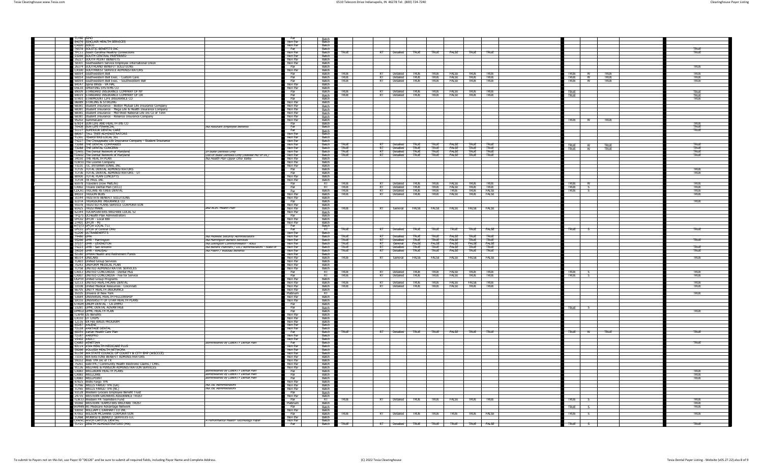| | | | | | | | | | | | | | | | | | | |
|---|---|---|---|---|---|---|---|---|---|---|---|---|---|---|---|---|---|---|
| TLY60 | SIHO | | Par | Batch | | | | | | | | | | | | | | |
| 84076 | SINCLAIR HEALTH SERVICES | | Non Par | Batch | | | | | | | | | | | | | | |
| CX020 | SISCO | | Non Par | Batch | | | | | | | | | | | | | | |
| 76578 | SOLSTIC BENEFITS INC | | Par | Batch | | | | | | | | | | | | | | TRUE |
| TPC11 | South Carolina Healthy Connections | | Non Par | Batch | TRUE | RT | Detailed | TRUE | TRUE | FALSE | TRUE | TRUE | | | | | | TRUE |
| 25866 | SOUTH CENTRAL PREFERRED | | Non Par | Batch | | | | | | | | | | | | | | |
| 35227 | SOUTH POINT BENEFITS | | Non Par | Batch | | | | | | | | | | | | | | |
| SE001 | Southeastern Service Employee International Union | | Non Par | Batch | | | | | | | | | | | | | | |
| 26174 | SOUTHLAND BENEFIT SOLUTIONS | | Par | Batch | | | | | | | | | | | | | | TRUE |
| CX100 | SOUTHWEST SERVICE ADMINISTRATORS | | Non Par | Batch | | | | | | | | | | | | | | |
| 60054 | Southwestern Bell | | Par | Batch | TRUE | RT | Detailed | TRUE | TRUE | FALSE | TRUE | TRUE | | TRUE | W | TRUE | | TRUE |
| 60054 | Southwestern Bell Exec. - Custom Care | | Par | Batch | TRUE | RT | Detailed | TRUE | TRUE | FALSE | TRUE | TRUE | | TRUE | W | TRUE | | TRUE |
| 60054 | Southwestern Bell Exec. - Southwestern Bell | | Par | Batch | TRUE | RT | Detailed | TRUE | TRUE | FALSE | TRUE | TRUE | | TRUE | W | TRUE | | TRUE |
| 84147 | Spina Bifida - VA HAC | | Non Par | Batch | | | | | | | | | | | | | | |
| DSC01 | SPRAYING SYSTEMS CO | | Non Par | Batch | | | | | | | | | | | | | | |
| 89009 | STANDARD INSURANCE COMPANY OF NY | | Par | Batch | TRUE | RT | Detailed | TRUE | TRUE | FALSE | TRUE | TRUE | | TRUE | | | | TRUE |
| 69019 | STANDARD INSURANCE COMPANY OF OR | | Par | Batch | TRUE | RT | Detailed | TRUE | TRUE | FALSE | TRUE | TRUE | | TRUE | | | | TRUE |
| ST401 | STARMOUNT LIFE INSURANCE CO | | Par | Batch | | | | | | | | | | | | | | TRUE |
| 06089 | STIRLING & STIRLING | | Non Par | Batch | | | | | | | | | | | | | | |
| 88381 | Student Insurance - Boston Mutual Life Insurance Company | | Non Par | Batch | | | | | | | | | | | | | | |
| 88381 | Student Insurance - Mega Life & Health Insurance Company | | Non Par | Batch | | | | | | | | | | | | | | |
| 88381 | Student Insurance - Mid-West National Life Ins Co of Tenn | | Non Par | Batch | | | | | | | | | | | | | | |
| 88381 | Student Insurance - Reliance Insurance Company | | Non Par | Batch | | | | | | | | | | | | | | |
| 95202 | SummaCare | | Non Par | Batch | | | | | | | | | | TRUE | W | TRUE | | |
| 67814 | SUN LIFE AND HEALTH INS CO | | Par | Batch | | | | | | | | | | | | | | TRUE |
| 70408 | SUN LIFE FINANCIAL | fka Assurant Employee Benefits | Par | Batch | | | | | | | | | | | | | | TRUE |
| 31117 | SUPERIOR DENTAL CARE | | Par | Batch | | | | | | | | | | | | | | TRUE |
| 88067 | TALL TREE ADMINISTRATORS | | Non Par | Batch | | | | | | | | | | | | | | |
| TL501 | TEAMSTERS LOCAL 501 | | Non Par | Batch | | | | | | | | | | | | | | |
| 74227 | The Chesapeake Life Insurance Company - Student Insurance | | Non Par | Batch | | | | | | | | | | | | | | |
| 73288 | THE DENTAL COMPANIES | | Non Par | Batch | TRUE | RT | Detailed | TRUE | TRUE | FALSE | TRUE | TRUE | | TRUE | W | TRUE | | TRUE |
| 73288 | THE DENTAL CONCERN | | Non Par | Batch | TRUE | RT | Detailed | TRUE | TRUE | FALSE | TRUE | TRUE | | TRUE | W | TRUE | | TRUE |
| TDN01 | The Dental Network of Maryland | In-State Dentists Only | Non Par | Batch | TRUE | RT | Detailed | TRUE | TRUE | FALSE | TRUE | TRUE | | | | | | TRUE |
| TDN02 | The Dental Network of Maryland | Out-Of-State Dentists Only (outside MD or DC) | Non Par | Batch | TRUE | RT | Detailed | TRUE | TRUE | FALSE | TRUE | TRUE | | | | | | TRUE |
| 34150 | THE HEALTH PLAN | fka Health Plan Upper Ohio Valley | Non Par | Batch | | | | | | | | | | | | | | |
| TLN10 | The Loomis Company | | Non Par | Batch | | | | | | | | | | | | | | |
| TIC01 | TIC INTERNATIONAL INC | | Non Par | Batch | | | | | | | | | | | | | | |
| TLF35 | TOTAL DENTAL ADMINISTRATORS | | Par | Batch | | | | | | | | | | | | | | TRUE |
| TLF36 | TOTAL DENTAL ADMINISTRATORS - UT | | Par | Batch | | | | | | | | | | | | | | TRUE |
| 80900 | TOTAL PLAN CONCEPTS | | Non Par | Batch | | | | | | | | | | | | | | |
| TLF34 | TR PAUL INC | | Non Par | Batch | | | | | | | | | | | | | | |
| 60978 | Travelers (now MetLife) | | Par | RT | TRUE | RT | Detailed | TRUE | TRUE | FALSE | TRUE | TRUE | | TRUE | W | | | TRUE |
| CX002 | Tricare Dental Plan (UCCI) | | Par | RT | TRUE | RT | Detailed | TRUE | TRUE | FALSE | TRUE | TRUE | | TRUE | S | | | TRUE |
| CDCA1 | TRICARE RETIREE DENTAL | | Par | Batch | TRUE | RT | Detailed | TRUE | TRUE | TRUE | TRUE | FALSE | | TRUE | S | | | TRUE |
| 84103 | TRIGON BCBS | | Non Par | Batch | TRUE | RT | Detailed | TRUE | TRUE | FALSE | TRUE | FALSE | | | | | | TRUE |
| 31144 | TRISTATE BENEFIT SOLUTIONS | | Non Par | Batch | | | | | | | | | | | | | | |
| IL01A | TRUASSURE INSURANCE CO | | Par | Batch | | | | | | | | | | | | | | TRUE |
| 91078 | TRUSTED PLANS SERVICE CORPORATION | | Non Par | Batch | | | | | | | | | | | | | | |
| 61425 | TRUSTMARK | and ACSC Health Plan | Non Par | Batch | TRUE | RT | General | FALSE | FALSE | FALSE | FALSE | FALSE | | | | | | |
| 62344 | TUCKPOINTERS WELFARE LOCAL 52 | | Non Par | Batch | | | | | | | | | | | | | | |
| TPQ75 | UCHealth Plan Administrators | | Non Par | Batch | | | | | | | | | | | | | | |
| UFC02 | UFCW - Local 880 | | Non Par | Batch | | | | | | | | | | | | | | |
| 27401 | UFCW - MI | | Non Par | Batch | | | | | | | | | | | | | | |
| W7073 | UFCW LOCAL 711 | | Par | Batch | | | | | | | | | | | | | | |
| UFC01 | UFCW of Central Ohio | | Par | RT | TRUE | RT | Detailed | TRUE | TRUE | TRUE | TRUE | FALSE | | TRUE | S | | | TRUE |
| 41206 | ULTRABENEFITS | | Non Par | Batch | | | | | | | | | | | | | | |
| 79480 | UMR | fka Midwest Security Administrators | Non Par | Batch | TRUE | RT | Detailed | TRUE | TRUE | FALSE | TRUE | TRUE | | | | | | |
| 39580 | UMR - Harrington | fka Harrington Benefit Services | Non Par | Batch | TRUE | RT | Detailed | TRUE | TRUE | FALSE | TRUE | TRUE | | | | | | TRUE |
| 37257 | UMR - LEXINGTON | fka Lexington Commonwealth - ASO | Non Par | Batch | TRUE | RT | General | FALSE | FALSE | FALSE | FALSE | FALSE | | | | | | |
| 74223 | UMR - San Antonio | fka Benefit Planners / LOCC Administrators - State of | Non Par | Batch | TRUE | RT | Detailed | TRUE | TRUE | FALSE | TRUE | TRUE | | | | | | TRUE |
| 39026 | UMR - WAUSAU | fka Fiserv / Wausau Benefits | Non Par | Batch | TRUE | RT | Detailed | TRUE | TRUE | FALSE | TRUE | TRUE | | | | | | TRUE |
| 22180 | UNITE Health and Retirement Funds | | Non Par | Batch | | | | | | | | | | | | | | |
| 80314 | UNICARE | | Non Par | Batch | TRUE | RT | General | FALSE | FALSE | FALSE | FALSE | FALSE | | | | | | TRUE |
| TLA03 | Unified Group Services | | Non Par | Batch | | | | | | | | | | | | | | |
| 75243 | UNIFORM MEDICAL PLAN | | Non Par | Batch | | | | | | | | | | | | | | |
| TLT58 | UNITED ADMINISTRATIVE SERVICES | | Non Par | Batch | | | | | | | | | | | | | | |
| CX013 | UNITED CONCORDIA - Dental Plus | | Par | RT | TRUE | RT | Detailed | TRUE | TRUE | FALSE | TRUE | TRUE | | TRUE | S | | | TRUE |
| CX007 | UNITED CONCORDIA - Fee for Service | | Par | RT | TRUE | RT | Detailed | TRUE | TRUE | FALSE | TRUE | TRUE | | TRUE | S | | | TRUE |
| DGP19 | United Group Programs | | Non Par | Batch | | | | | | | | | | | | | | |
| 52133 | UNITED HEALTHCARE DENTAL | | Non Par | Batch | TRUE | RT | Detailed | TRUE | TRUE | FALSE | FALSE | TRUE | | | | | | TRUE |
| 33108 | United Medical Resources - Cincinnati | | Non Par | Batch | TRUE | RT | Detailed | TRUE | TRUE | FALSE | TRUE | TRUE | | | | | | TRUE |
| 66705 | UNITY HEALTH INSURANCE | | Non Par | Batch | | | | | | | | | | | | | | |
| 16105 | Univera of New York | | Platinum | RT | | | | | | | | | | | | | | TRUE |
| 53684 | UNIVERSAL HEALTH FELLOWSHIP | | Non Par | Batch | | | | | | | | | | | | | | |
| SX155 | UNIVERSITY OF UTAH HEALTH PLANS | | Non Par | Batch | | | | | | | | | | | | | | |
| STRDH | UNUM DENTAL - CA DHMO | | Par | Batch | | | | | | | | | | | | | | |
| 23281 | UPMC DENTAL ADVANTAGE | | Par | Batch | | | | | | | | | | TRUE | S | | | |
| UPMCD | UPMC HEALTH PLAN | | Par | Batch | | | | | | | | | | | | | | TRUE |
| TLW48 | US Benefits | | Non Par | Batch | | | | | | | | | | | | | | |
| CX110 | UT CHIPS | | Non Par | Batch | | | | | | | | | | | | | | |
| 12116 | VA FEE BASIS PROGRAM | | Non Par | Batch | | | | | | | | | | | | | | |
| 65287 | VALENZ | | Non Par | Batch | | | | | | | | | | | | | | |
| 72128 | VANTAGE DENTAL | | Non Par | Batch | | | | | | | | | | | | | | |
| 60054 | Varian Health Care Plan | | Par | Batch | TRUE | RT | Detailed | TRUE | TRUE | FALSE | TRUE | TRUE | | TRUE | W | TRUE | | TRUE |
| 72187 | VARIPRO | | Non Par | Batch | | | | | | | | | | | | | | |
| 78402 | VAULT | | Non Par | Batch | | | | | | | | | | | | | | |
| CX083 | VENETIAN | administered by LIBERTY Dental Plan | Par | Batch | | | | | | | | | | | | | | TRUE |
| 63114 | VIVA HEALTH MEDICARE PLUS | | Non Par | Batch | | | | | | | | | | | | | | |
| 59266 | VOLUSIA HEALTH NETWORK | | Non Par | Batch | | | | | | | | | | | | | | |
| 91136 | WA STATE COUNCIL OF COUNTY & CITY EMP (WSCCCE) | | Non Par | Batch | | | | | | | | | | | | | | |
| 73155 | WATERSTONE BENEFIT ADMINISTRATORS | | Non Par | Batch | | | | | | | | | | | | | | |
| 59332 | Web TPA Inc of TX | | Non Par | Batch | | | | | | | | | | | | | | |
| 75261 | webTPA / Community Health Electronic Claims / CHEC | | Non Par | Batch | | | | | | | | | | | | | | |
| 91136 | WELFARE & PENSION ADMINISTRATION SERVICES | | Non Par | Batch | | | | | | | | | | | | | | |
| CX083 | WELLBORN HEALTH PLANS | administered by LIBERTY Dental Plan | Par | Batch | | | | | | | | | | | | | | |
| CX083 | WELLCARE | administered by LIBERTY Dental Plan | Par | Batch | | | | | | | | | | | | | | TRUE |
| CX083 | WELLPOINT | administered by LIBERTY Dental Plan | Par | Batch | | | | | | | | | | | | | | TRUE |
| 87825 | Wells Fargo TPA | | Non Par | Batch | | | | | | | | | | | | | | |
| TLY66 | WELLS FARGO TPA (GA) | fka 3SL Administrators | Non Par | Batch | | | | | | | | | | | | | | |
| TLY65 | WELLS FARGO TPA (NC) | fka 3SL Administrators | Non Par | Batch | | | | | | | | | | | | | | |
| 93128 | Western Grocers Employee Benefit Trust | | Par | Batch | | | | | | | | | | | | | | |
| 29735 | WESTERN GROWERS ASSURANCE TRUST | | Non Par | Batch | | | | | | | | | | | | | | |
| TLW33 | Western PA Teamsters Fund | | Par | RT | TRUE | RT | Detailed | TRUE | TRUE | FALSE | TRUE | TRUE | | TRUE | S | | | TRUE |
| 91060 | WESTERN TEAMSTERS WELFARE TRUST | | Platinum | Batch | | | | | | | | | | | | | | TRUE |
| WIMAN | WI Medicare Advantage Network | | Par | Batch | | | | | | | | | | TRUE | S | | | TRUE |
| 93850 | WILLIAM C EARHART CO INC | | Non Par | Batch | | | | | | | | | | | | | | |
| 87002 | WILSON MCSHANE CORPORATION | | Par | Batch | TRUE | RT | Detailed | TRUE | TRUE | TRUE | TRUE | FALSE | | TRUE | S | | | TRUE |
| TLX08 | WORKSITE BENEFIT SERVICES LLC | | Non Par | Batch | | | | | | | | | | | | | | |
| CXWVC | WVCH CAPITOL DENTAL | A Performance Health Technology Payer | Non Par | Batch | | | | | | | | | | | | | | |
| TLY21 | ZENITH ADMINISTRATORS (HN) | | Par | Batch | TRUE | RT | Detailed | TRUE | TRUE | TRUE | TRUE | FALSE | | TRUE | S | | | TRUE |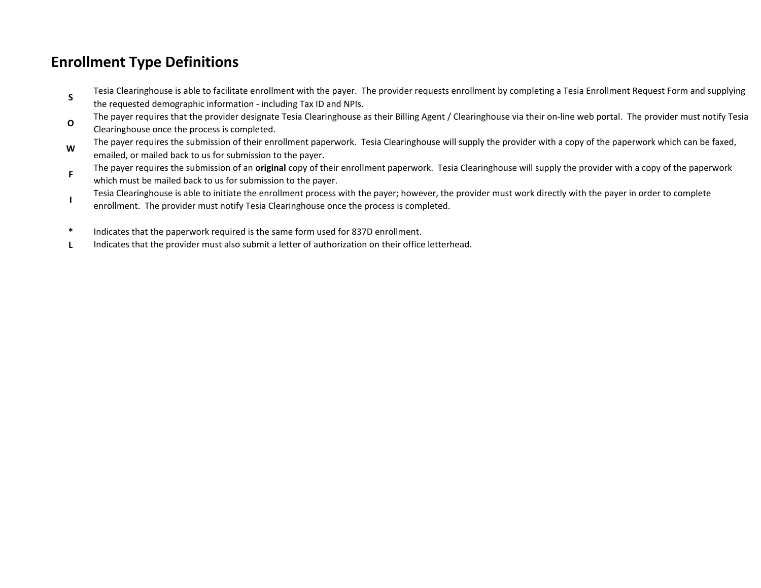## Enrollment Type Definitions

| | |
|---|---|
| **S** | Tesia Clearinghouse is able to facilitate enrollment with the payer. The provider requests enrollment by completing a Tesia Enrollment Request Form and supplying the requested demographic information - including Tax ID and NPIs. |
| **O** | The payer requires that the provider designate Tesia Clearinghouse as their Billing Agent / Clearinghouse via their on-line web portal. The provider must notify Tesia Clearinghouse once the process is completed. |
| **W** | The payer requires the submission of their enrollment paperwork. Tesia Clearinghouse will supply the provider with a copy of the paperwork which can be faxed, emailed, or mailed back to us for submission to the payer. |
| **F** | The payer requires the submission of an **original** copy of their enrollment paperwork. Tesia Clearinghouse will supply the provider with a copy of the paperwork which must be mailed back to us for submission to the payer. |
| **I** | Tesia Clearinghouse is able to initiate the enrollment process with the payer; however, the provider must work directly with the payer in order to complete enrollment. The provider must notify Tesia Clearinghouse once the process is completed. |
| | |
| **\*** | Indicates that the paperwork required is the same form used for 837D enrollment. |
| **L** | Indicates that the provider must also submit a letter of authorization on their office letterhead. |